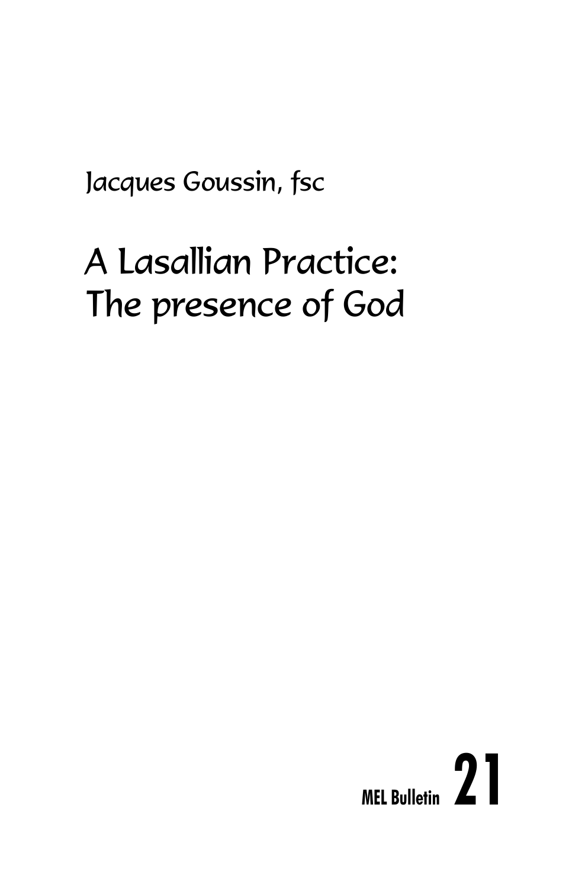Jacques Goussin, fsc

# A Lasallian Practice: The presence of God

MEL Bulletin **21**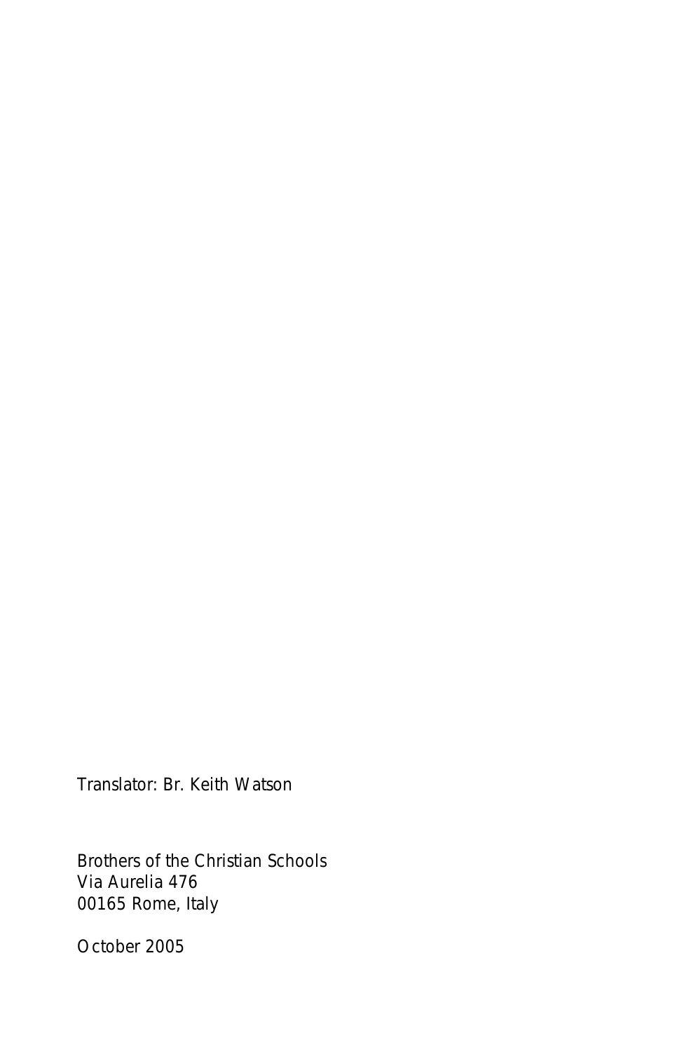Translator: Br. Keith Watson

Brothers of the Christian Schools
Via Aurelia 476
00165 Rome, Italy

October 2005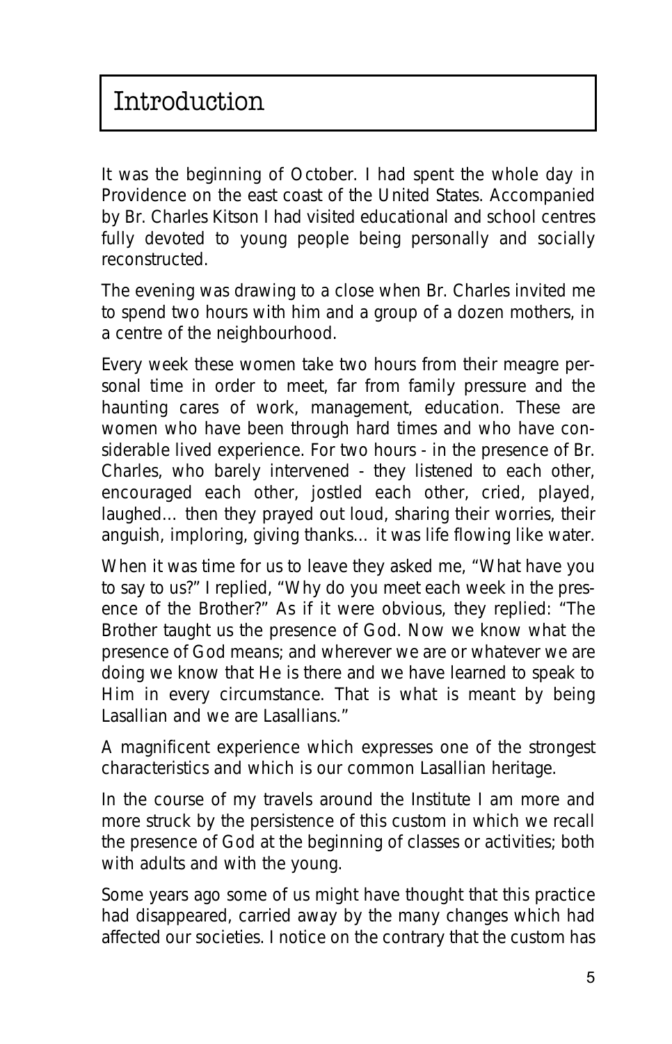# Introduction

It was the beginning of October. I had spent the whole day in Providence on the east coast of the United States. Accompanied by Br. Charles Kitson I had visited educational and school centres fully devoted to young people being personally and socially reconstructed.

The evening was drawing to a close when Br. Charles invited me to spend two hours with him and a group of a dozen mothers, in a centre of the neighbourhood.

Every week these women take two hours from their meagre personal time in order to meet, far from family pressure and the haunting cares of work, management, education. These are women who have been through hard times and who have considerable lived experience. For two hours - in the presence of Br. Charles, who barely intervened - they listened to each other, encouraged each other, jostled each other, cried, played, laughed… then they prayed out loud, sharing their worries, their anguish, imploring, giving thanks… it was life flowing like water.

When it was time for us to leave they asked me, "What have you to say to us?" I replied, "Why do you meet each week in the presence of the Brother?" As if it were obvious, they replied: "The Brother taught us the presence of God. Now we know what the presence of God means; and wherever we are or whatever we are doing we know that He is there and we have learned to speak to Him in every circumstance. That is what is meant by being Lasallian and we are Lasallians."

A magnificent experience which expresses one of the strongest characteristics and which is our common Lasallian heritage.

In the course of my travels around the Institute I am more and more struck by the persistence of this custom in which we recall the presence of God at the beginning of classes or activities; both with adults and with the young.

Some years ago some of us might have thought that this practice had disappeared, carried away by the many changes which had affected our societies. I notice on the contrary that the custom has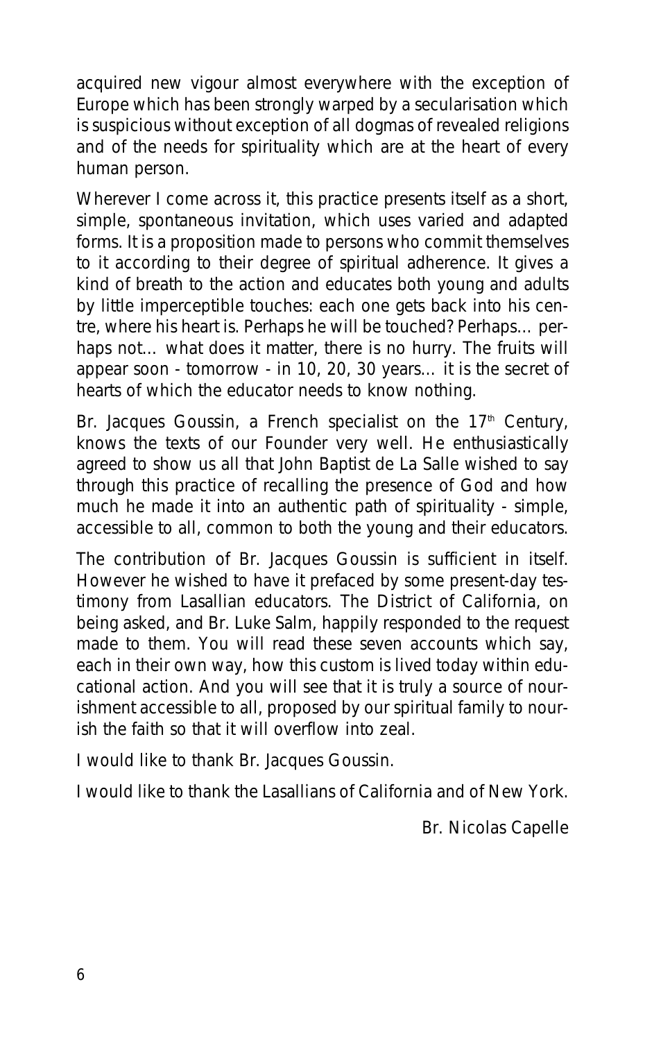acquired new vigour almost everywhere with the exception of Europe which has been strongly warped by a secularisation which is suspicious without exception of all dogmas of revealed religions and of the needs for spirituality which are at the heart of every human person.

Wherever I come across it, this practice presents itself as a short, simple, spontaneous invitation, which uses varied and adapted forms. It is a proposition made to persons who commit themselves to it according to their degree of spiritual adherence. It gives a kind of breath to the action and educates both young and adults by little imperceptible touches: each one gets back into his centre, where his heart is. Perhaps he will be touched? Perhaps… perhaps not… what does it matter, there is no hurry. The fruits will appear soon - tomorrow - in 10, 20, 30 years… it is the secret of hearts of which the educator needs to know nothing.

Br. Jacques Goussin, a French specialist on the 17th Century, knows the texts of our Founder very well. He enthusiastically agreed to show us all that John Baptist de La Salle wished to say through this practice of recalling the presence of God and how much he made it into an authentic path of spirituality - simple, accessible to all, common to both the young and their educators.

The contribution of Br. Jacques Goussin is sufficient in itself. However he wished to have it prefaced by some present-day testimony from Lasallian educators. The District of California, on being asked, and Br. Luke Salm, happily responded to the request made to them. You will read these seven accounts which say, each in their own way, how this custom is lived today within educational action. And you will see that it is truly a source of nourishment accessible to all, proposed by our spiritual family to nourish the faith so that it will overflow into zeal.

I would like to thank Br. Jacques Goussin.

I would like to thank the Lasallians of California and of New York.

Br. Nicolas Capelle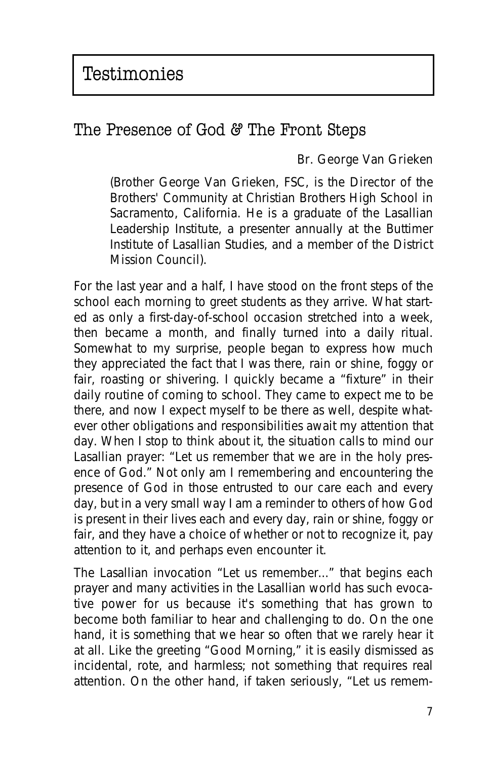# Testimonies

## The Presence of God & The Front Steps

Br. George Van Grieken

(Brother George Van Grieken, FSC, is the Director of the Brothers' Community at Christian Brothers High School in Sacramento, California. He is a graduate of the Lasallian Leadership Institute, a presenter annually at the Buttimer Institute of Lasallian Studies, and a member of the District Mission Council).

For the last year and a half, I have stood on the front steps of the school each morning to greet students as they arrive. What started as only a first-day-of-school occasion stretched into a week, then became a month, and finally turned into a daily ritual. Somewhat to my surprise, people began to express how much they appreciated the fact that I was there, rain or shine, foggy or fair, roasting or shivering. I quickly became a "fixture" in their daily routine of coming to school. They came to expect me to be there, and now I expect myself to be there as well, despite whatever other obligations and responsibilities await my attention that day. When I stop to think about it, the situation calls to mind our Lasallian prayer: "Let us remember that we are in the holy presence of God." Not only am I remembering and encountering the presence of God in those entrusted to our care each and every day, but in a very small way I am a reminder to others of how God is present in their lives each and every day, rain or shine, foggy or fair, and they have a choice of whether or not to recognize it, pay attention to it, and perhaps even encounter it.

The Lasallian invocation "Let us remember..." that begins each prayer and many activities in the Lasallian world has such evocative power for us because it's something that has grown to become both familiar to hear and challenging to do. On the one hand, it is something that we hear so often that we rarely hear it at all. Like the greeting "Good Morning," it is easily dismissed as incidental, rote, and harmless; not something that requires real attention. On the other hand, if taken seriously, "Let us remem-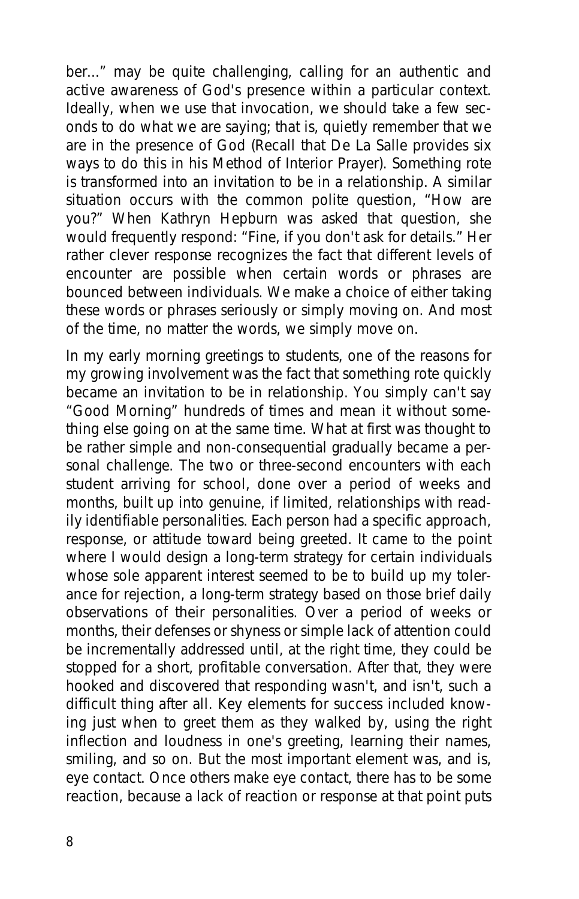ber..." may be quite challenging, calling for an authentic and active awareness of God's presence within a particular context. Ideally, when we use that invocation, we should take a few seconds to do what we are saying; that is, quietly remember that we are in the presence of God (Recall that De La Salle provides six ways to do this in his *Method of Interior Prayer*). Something rote is transformed into an invitation to be in a relationship. A similar situation occurs with the common polite question, "How are you?" When Kathryn Hepburn was asked that question, she would frequently respond: "Fine, if you don't ask for details." Her rather clever response recognizes the fact that different levels of encounter are possible when certain words or phrases are bounced between individuals. We make a choice of either taking these words or phrases seriously or simply moving on. And most of the time, no matter the words, we simply move on.

In my early morning greetings to students, one of the reasons for my growing involvement was the fact that something rote quickly became an invitation to be in relationship. You simply can't say "Good Morning" hundreds of times and mean it without something else going on at the same time. What at first was thought to be rather simple and non-consequential gradually became a personal challenge. The two or three-second encounters with each student arriving for school, done over a period of weeks and months, built up into genuine, if limited, relationships with readily identifiable personalities. Each person had a specific approach, response, or attitude toward being greeted. It came to the point where I would design a long-term strategy for certain individuals whose sole apparent interest seemed to be to build up my tolerance for rejection, a long-term strategy based on those brief daily observations of their personalities. Over a period of weeks or months, their defenses or shyness or simple lack of attention could be incrementally addressed until, at the right time, they could be stopped for a short, profitable conversation. After that, they were hooked and discovered that responding wasn't, and isn't, such a difficult thing after all. Key elements for success included knowing just when to greet them as they walked by, using the right inflection and loudness in one's greeting, learning their names, smiling, and so on. But the most important element was, and is, eye contact. Once others make eye contact, there has to be some reaction, because a lack of reaction or response at that point puts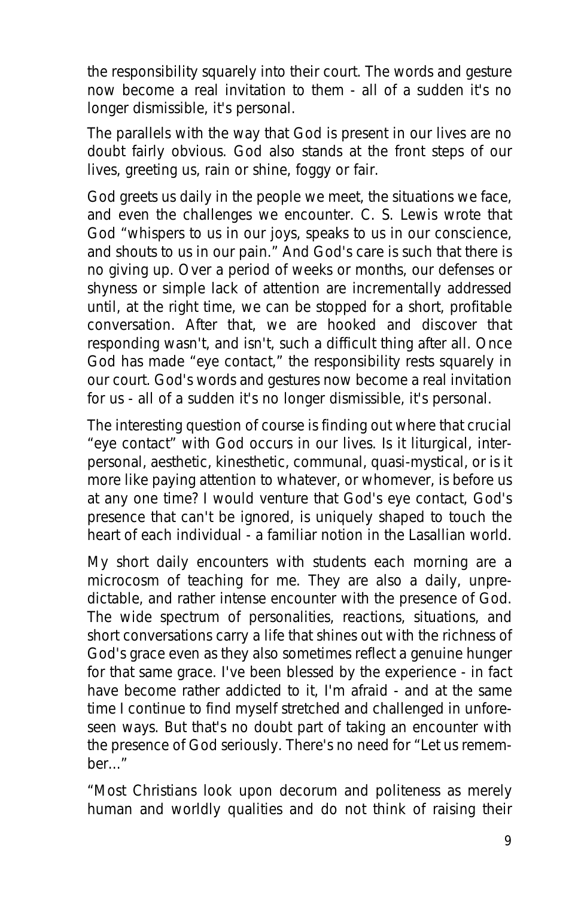the responsibility squarely into their court. The words and gesture now become a real invitation to them - all of a sudden it's no longer dismissible, it's personal.

The parallels with the way that God is present in our lives are no doubt fairly obvious. God also stands at the front steps of our lives, greeting us, rain or shine, foggy or fair.

God greets us daily in the people we meet, the situations we face, and even the challenges we encounter. C. S. Lewis wrote that God "whispers to us in our joys, speaks to us in our conscience, and shouts to us in our pain." And God's care is such that there is no giving up. Over a period of weeks or months, our defenses or shyness or simple lack of attention are incrementally addressed until, at the right time, we can be stopped for a short, profitable conversation. After that, we are hooked and discover that responding wasn't, and isn't, such a difficult thing after all. Once God has made "eye contact," the responsibility rests squarely in our court. God's words and gestures now become a real invitation for us - all of a sudden it's no longer dismissible, it's personal.

The interesting question of course is finding out where that crucial "eye contact" with God occurs in our lives. Is it liturgical, interpersonal, aesthetic, kinesthetic, communal, quasi-mystical, or is it more like paying attention to whatever, or whomever, is before us at any one time? I would venture that God's eye contact, God's presence that can't be ignored, is uniquely shaped to touch the heart of each individual - a familiar notion in the Lasallian world.

My short daily encounters with students each morning are a microcosm of teaching for me. They are also a daily, unpredictable, and rather intense encounter with the presence of God. The wide spectrum of personalities, reactions, situations, and short conversations carry a life that shines out with the richness of God's grace even as they also sometimes reflect a genuine hunger for that same grace. I've been blessed by the experience - in fact have become rather addicted to it, I'm afraid - and at the same time I continue to find myself stretched and challenged in unforeseen ways. But that's no doubt part of taking an encounter with the presence of God seriously. There's no need for "Let us remember..."

"Most Christians look upon decorum and politeness as merely human and worldly qualities and do not think of raising their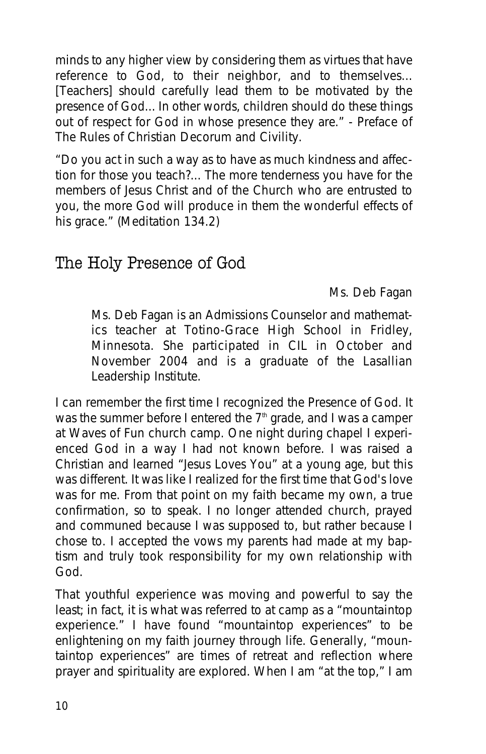minds to any higher view by considering them as virtues that have reference to God, to their neighbor, and to themselves... [Teachers] should carefully lead them to be motivated by the presence of God... In other words, children should do these things out of respect for God in whose presence they are." - Preface of The Rules of Christian Decorum and Civility.

"Do you act in such a way as to have as much kindness and affection for those you teach?... The more tenderness you have for the members of Jesus Christ and of the Church who are entrusted to you, the more God will produce in them the wonderful effects of his grace." (Meditation 134.2)

## The Holy Presence of God

Ms. Deb Fagan

> Ms. Deb Fagan is an Admissions Counselor and mathematics teacher at Totino-Grace High School in Fridley, Minnesota. She participated in CIL in October and November 2004 and is a graduate of the Lasallian Leadership Institute.

I can remember the first time I recognized the Presence of God. It was the summer before I entered the 7th grade, and I was a camper at Waves of Fun church camp. One night during chapel I experienced God in a way I had not known before. I was raised a Christian and learned "Jesus Loves You" at a young age, but this was different. It was like I realized for the first time that God's love was for me. From that point on my faith became my own, a true confirmation, so to speak. I no longer attended church, prayed and communed because I was supposed to, but rather because I chose to. I accepted the vows my parents had made at my baptism and truly took responsibility for my own relationship with God.

That youthful experience was moving and powerful to say the least; in fact, it is what was referred to at camp as a "mountaintop experience." I have found "mountaintop experiences" to be enlightening on my faith journey through life. Generally, "mountaintop experiences" are times of retreat and reflection where prayer and spirituality are explored. When I am "at the top," I am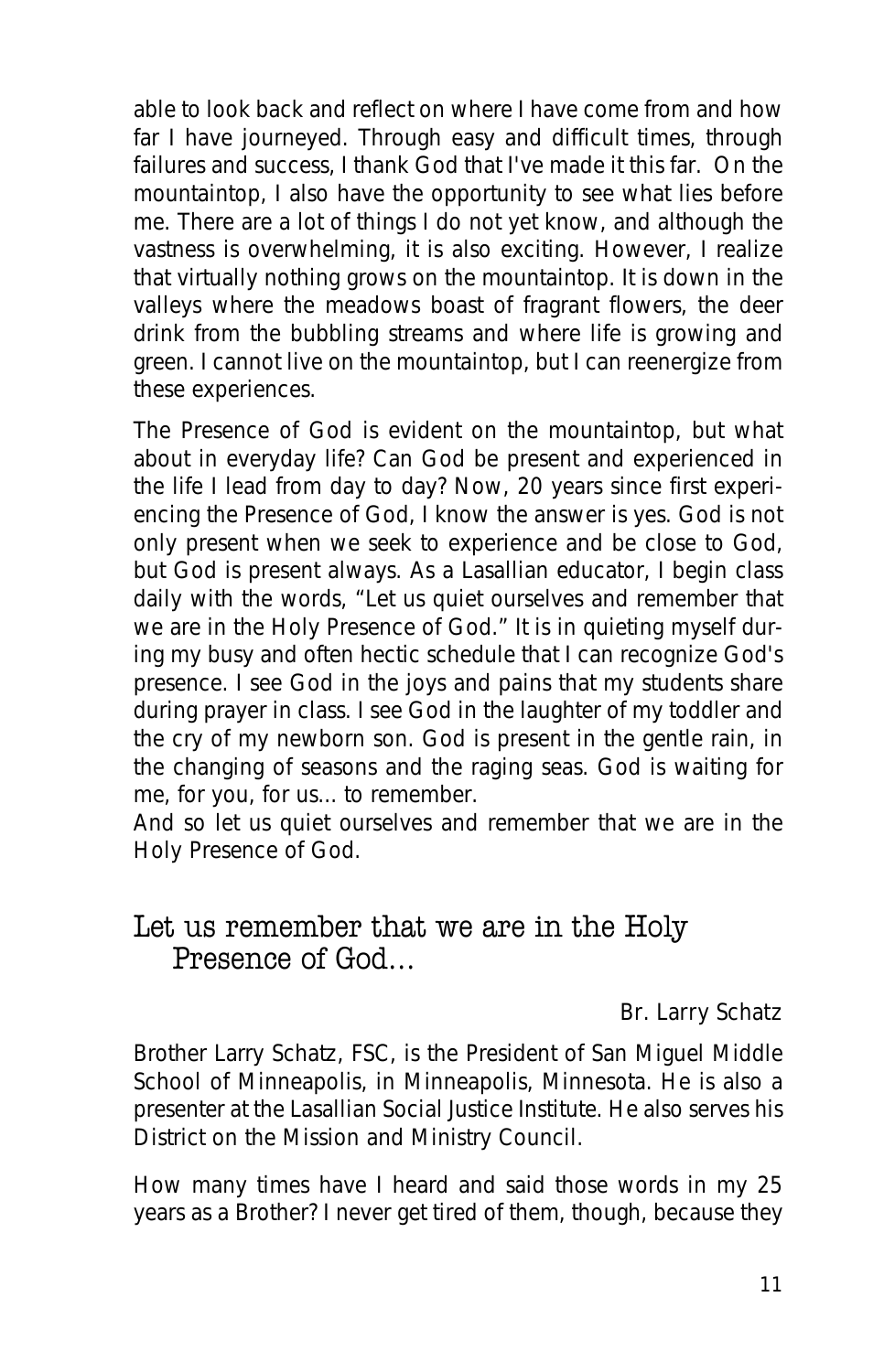able to look back and reflect on where I have come from and how far I have journeyed. Through easy and difficult times, through failures and success, I thank God that I've made it this far. On the mountaintop, I also have the opportunity to see what lies before me. There are a lot of things I do not yet know, and although the vastness is overwhelming, it is also exciting. However, I realize that virtually nothing grows on the mountaintop. It is down in the valleys where the meadows boast of fragrant flowers, the deer drink from the bubbling streams and where life is growing and green. I cannot live on the mountaintop, but I can reenergize from these experiences.

The Presence of God is evident on the mountaintop, but what about in everyday life? Can God be present and experienced in the life I lead from day to day? Now, 20 years since first experiencing the Presence of God, I know the answer is yes. God is not only present when we seek to experience and be close to God, but God is present always. As a Lasallian educator, I begin class daily with the words, "Let us quiet ourselves and remember that we are in the Holy Presence of God." It is in quieting myself during my busy and often hectic schedule that I can recognize God's presence. I see God in the joys and pains that my students share during prayer in class. I see God in the laughter of my toddler and the cry of my newborn son. God is present in the gentle rain, in the changing of seasons and the raging seas. God is waiting for me, for you, for us... to remember.

And so let us quiet ourselves and remember that we are in the Holy Presence of God.

## Let us remember that we are in the Holy Presence of God…

*Br. Larry Schatz*

*Brother Larry Schatz, FSC, is the President of San Miguel Middle School of Minneapolis, in Minneapolis, Minnesota. He is also a presenter at the Lasallian Social Justice Institute. He also serves his District on the Mission and Ministry Council.*

How many times have I heard and said those words in my 25 years as a Brother? I never get tired of them, though, because they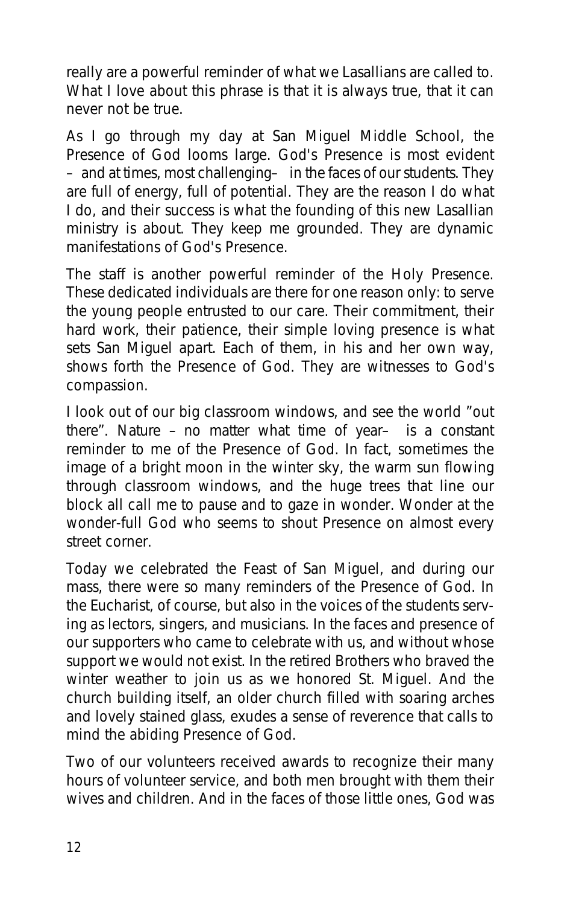really are a powerful reminder of what we Lasallians are called to. What I love about this phrase is that it is always true, that it can never not be true.

As I go through my day at San Miguel Middle School, the Presence of God looms large. God's Presence is most evident – and at times, most challenging– in the faces of our students. They are full of energy, full of potential. They are the reason I do what I do, and their success is what the founding of this new Lasallian ministry is about. They keep me grounded. They are dynamic manifestations of God's Presence.

The staff is another powerful reminder of the Holy Presence. These dedicated individuals are there for one reason only: to serve the young people entrusted to our care. Their commitment, their hard work, their patience, their simple loving presence is what sets San Miguel apart. Each of them, in his and her own way, shows forth the Presence of God. They are witnesses to God's compassion.

I look out of our big classroom windows, and see the world "out there". Nature – no matter what time of year– is a constant reminder to me of the Presence of God. In fact, sometimes the image of a bright moon in the winter sky, the warm sun flowing through classroom windows, and the huge trees that line our block all call me to pause and to gaze in wonder. Wonder at the wonder-full God who seems to shout Presence on almost every street corner.

Today we celebrated the Feast of San Miguel, and during our mass, there were so many reminders of the Presence of God. In the Eucharist, of course, but also in the voices of the students serving as lectors, singers, and musicians. In the faces and presence of our supporters who came to celebrate with us, and without whose support we would not exist. In the retired Brothers who braved the winter weather to join us as we honored St. Miguel. And the church building itself, an older church filled with soaring arches and lovely stained glass, exudes a sense of reverence that calls to mind the abiding Presence of God.

Two of our volunteers received awards to recognize their many hours of volunteer service, and both men brought with them their wives and children. And in the faces of those little ones, God was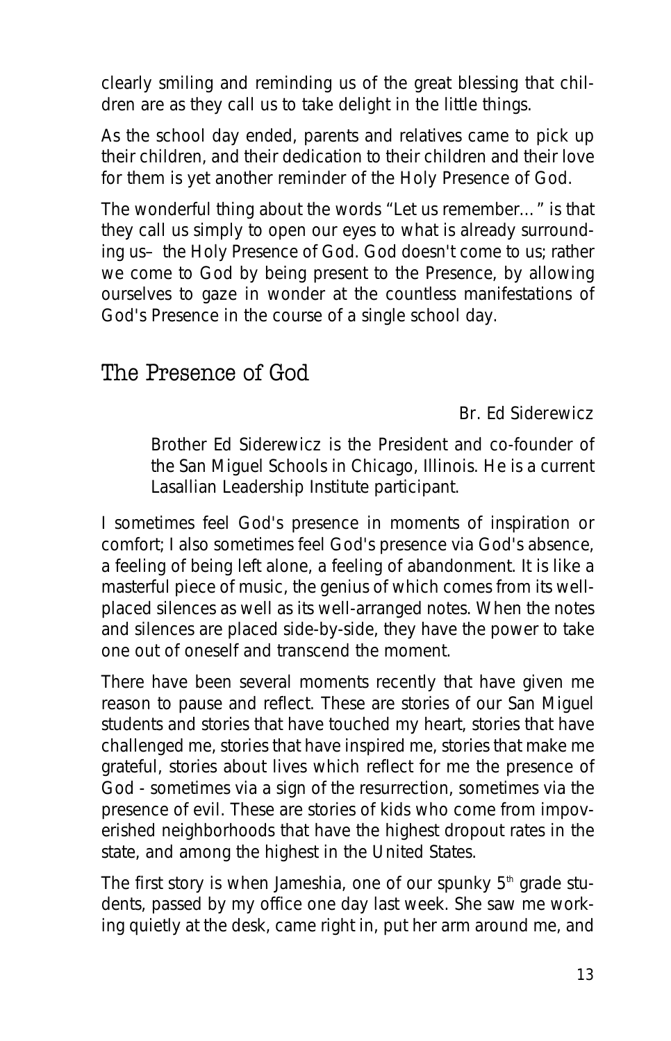clearly smiling and reminding us of the great blessing that children are as they call us to take delight in the little things.

As the school day ended, parents and relatives came to pick up their children, and their dedication to their children and their love for them is yet another reminder of the Holy Presence of God.

The wonderful thing about the words "Let us remember…" is that they call us simply to open our eyes to what is already surrounding us– the Holy Presence of God. God doesn't come to us; rather we come to God by being present to the Presence, by allowing ourselves to gaze in wonder at the countless manifestations of God's Presence in the course of a single school day.

## The Presence of God

*Br. Ed Siderewicz*

> Brother Ed Siderewicz is the President and co-founder of the San Miguel Schools in Chicago, Illinois. He is a current Lasallian Leadership Institute participant.

I sometimes feel God's presence in moments of inspiration or comfort; I also sometimes feel God's presence via God's absence, a feeling of being left alone, a feeling of abandonment. It is like a masterful piece of music, the genius of which comes from its well-placed silences as well as its well-arranged notes. When the notes and silences are placed side-by-side, they have the power to take one out of oneself and transcend the moment.

There have been several moments recently that have given me reason to pause and reflect. These are stories of our San Miguel students and stories that have touched my heart, stories that have challenged me, stories that have inspired me, stories that make me grateful, stories about lives which reflect for me the presence of God - sometimes via a sign of the resurrection, sometimes via the presence of evil. These are stories of kids who come from impoverished neighborhoods that have the highest dropout rates in the state, and among the highest in the United States.

The first story is when Jameshia, one of our spunky 5th grade students, passed by my office one day last week. She saw me working quietly at the desk, came right in, put her arm around me, and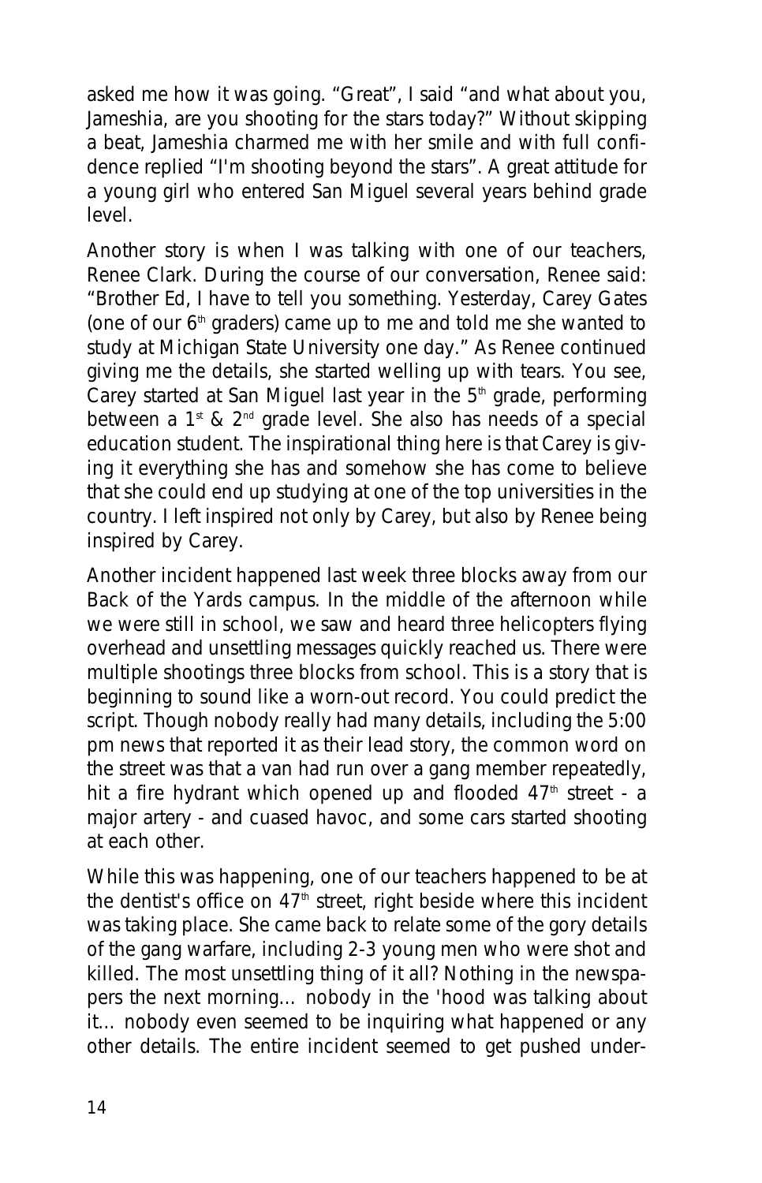asked me how it was going. "Great", I said "and what about you, Jameshia, are you shooting for the stars today?" Without skipping a beat, Jameshia charmed me with her smile and with full confidence replied "I'm shooting beyond the stars". A great attitude for a young girl who entered San Miguel several years behind grade level.

Another story is when I was talking with one of our teachers, Renee Clark. During the course of our conversation, Renee said: "Brother Ed, I have to tell you something. Yesterday, Carey Gates (one of our 6th graders) came up to me and told me she wanted to study at Michigan State University one day." As Renee continued giving me the details, she started welling up with tears. You see, Carey started at San Miguel last year in the 5th grade, performing between a 1st & 2nd grade level. She also has needs of a special education student. The inspirational thing here is that Carey is giving it everything she has and somehow she has come to believe that she could end up studying at one of the top universities in the country. I left inspired not only by Carey, but also by Renee being inspired by Carey.

Another incident happened last week three blocks away from our Back of the Yards campus. In the middle of the afternoon while we were still in school, we saw and heard three helicopters flying overhead and unsettling messages quickly reached us. There were multiple shootings three blocks from school. This is a story that is beginning to sound like a worn-out record. You could predict the script. Though nobody really had many details, including the 5:00 pm news that reported it as their lead story, the common word on the street was that a van had run over a gang member repeatedly, hit a fire hydrant which opened up and flooded 47th street - a major artery - and cuased havoc, and some cars started shooting at each other.

While this was happening, one of our teachers happened to be at the dentist's office on 47th street, right beside where this incident was taking place. She came back to relate some of the gory details of the gang warfare, including 2-3 young men who were shot and killed. The most unsettling thing of it all? Nothing in the newspapers the next morning... nobody in the 'hood was talking about it... nobody even seemed to be inquiring what happened or any other details. The entire incident seemed to get pushed under-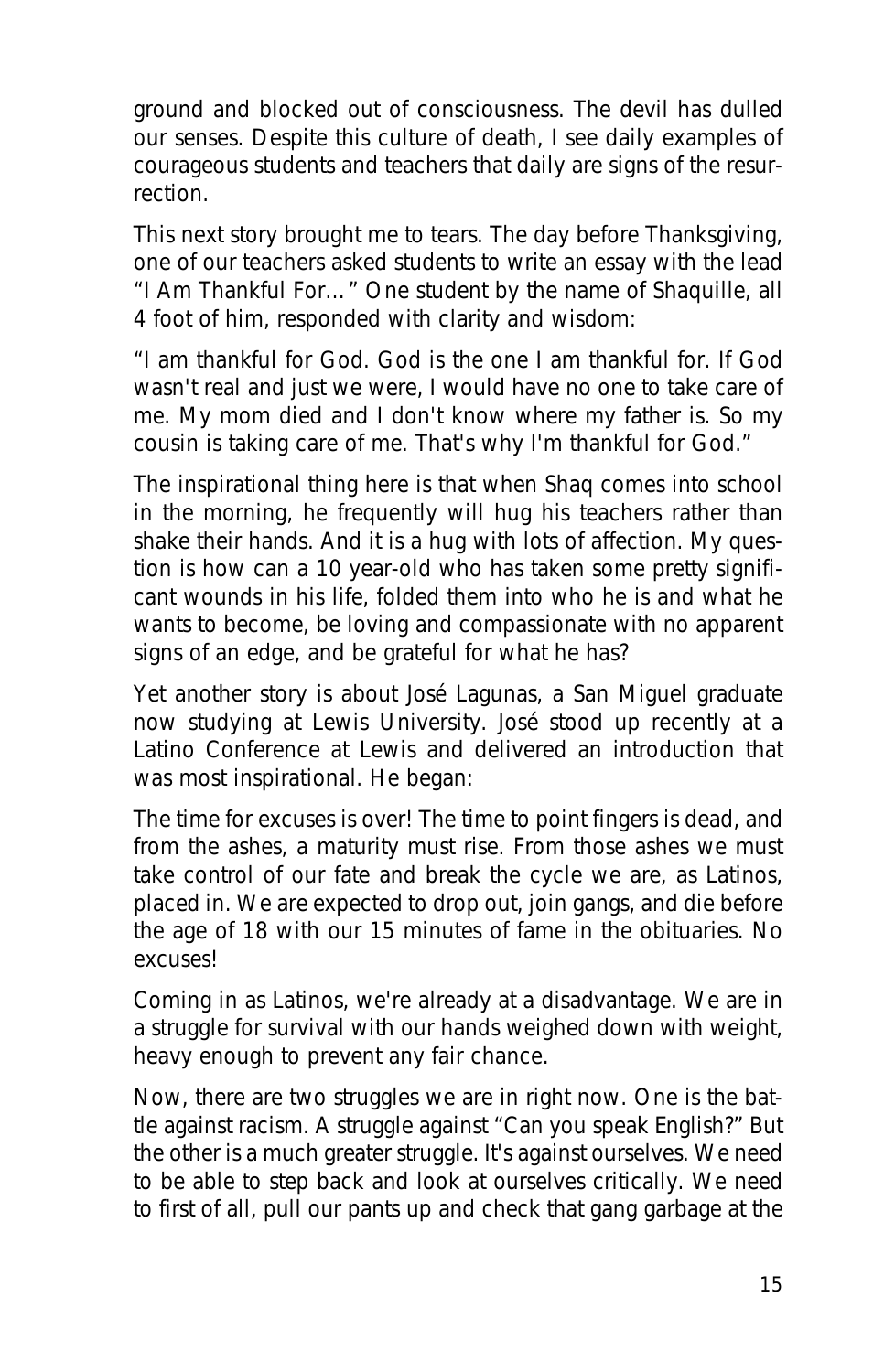ground and blocked out of consciousness. The devil has dulled our senses. Despite this culture of death, I see daily examples of courageous students and teachers that daily are signs of the resurrection.

This next story brought me to tears. The day before Thanksgiving, one of our teachers asked students to write an essay with the lead "I Am Thankful For…" One student by the name of Shaquille, all 4 foot of him, responded with clarity and wisdom:

"I am thankful for God. God is the one I am thankful for. If God wasn't real and just we were, I would have no one to take care of me. My mom died and I don't know where my father is. So my cousin is taking care of me. That's why I'm thankful for God."

The inspirational thing here is that when Shaq comes into school in the morning, he frequently will hug his teachers rather than shake their hands. And it is a hug with lots of affection. My question is how can a 10 year-old who has taken some pretty significant wounds in his life, folded them into who he is and what he wants to become, be loving and compassionate with no apparent signs of an edge, and be grateful for what he has?

Yet another story is about José Lagunas, a San Miguel graduate now studying at Lewis University. José stood up recently at a Latino Conference at Lewis and delivered an introduction that was most inspirational. He began:

The time for excuses is over! The time to point fingers is dead, and from the ashes, a maturity must rise. From those ashes we must take control of our fate and break the cycle we are, as Latinos, placed in. We are expected to drop out, join gangs, and die before the age of 18 with our 15 minutes of fame in the obituaries. No excuses!

Coming in as Latinos, we're already at a disadvantage. We are in a struggle for survival with our hands weighed down with weight, heavy enough to prevent any fair chance.

Now, there are two struggles we are in right now. One is the battle against racism. A struggle against "Can you speak English?" But the other is a much greater struggle. It's against ourselves. We need to be able to step back and look at ourselves critically. We need to first of all, pull our pants up and check that gang garbage at the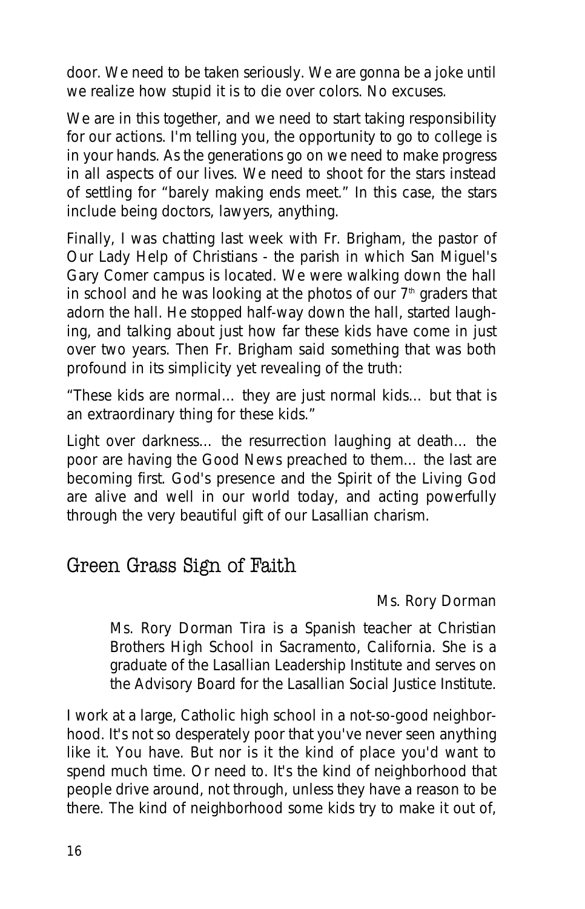door. We need to be taken seriously. We are gonna be a joke until we realize how stupid it is to die over colors. No excuses.

We are in this together, and we need to start taking responsibility for our actions. I'm telling you, the opportunity to go to college is in your hands. As the generations go on we need to make progress in all aspects of our lives. We need to shoot for the stars instead of settling for "barely making ends meet." In this case, the stars include being doctors, lawyers, anything.

Finally, I was chatting last week with Fr. Brigham, the pastor of Our Lady Help of Christians - the parish in which San Miguel's Gary Comer campus is located. We were walking down the hall in school and he was looking at the photos of our 7th graders that adorn the hall. He stopped half-way down the hall, started laughing, and talking about just how far these kids have come in just over two years. Then Fr. Brigham said something that was both profound in its simplicity yet revealing of the truth:

"These kids are normal... they are just normal kids... but that is an extraordinary thing for these kids."

Light over darkness... the resurrection laughing at death... the poor are having the Good News preached to them... the last are becoming first. God's presence and the Spirit of the Living God are alive and well in our world today, and acting powerfully through the very beautiful gift of our Lasallian charism.

## Green Grass Sign of Faith

Ms. Rory Dorman

> Ms. Rory Dorman Tira is a Spanish teacher at Christian Brothers High School in Sacramento, California. She is a graduate of the Lasallian Leadership Institute and serves on the Advisory Board for the Lasallian Social Justice Institute.

I work at a large, Catholic high school in a not-so-good neighborhood. It's not so desperately poor that you've never seen anything like it. You have. But nor is it the kind of place you'd want to spend much time. Or need to. It's the kind of neighborhood that people drive around, not through, unless they have a reason to be there. The kind of neighborhood some kids try to make it out of,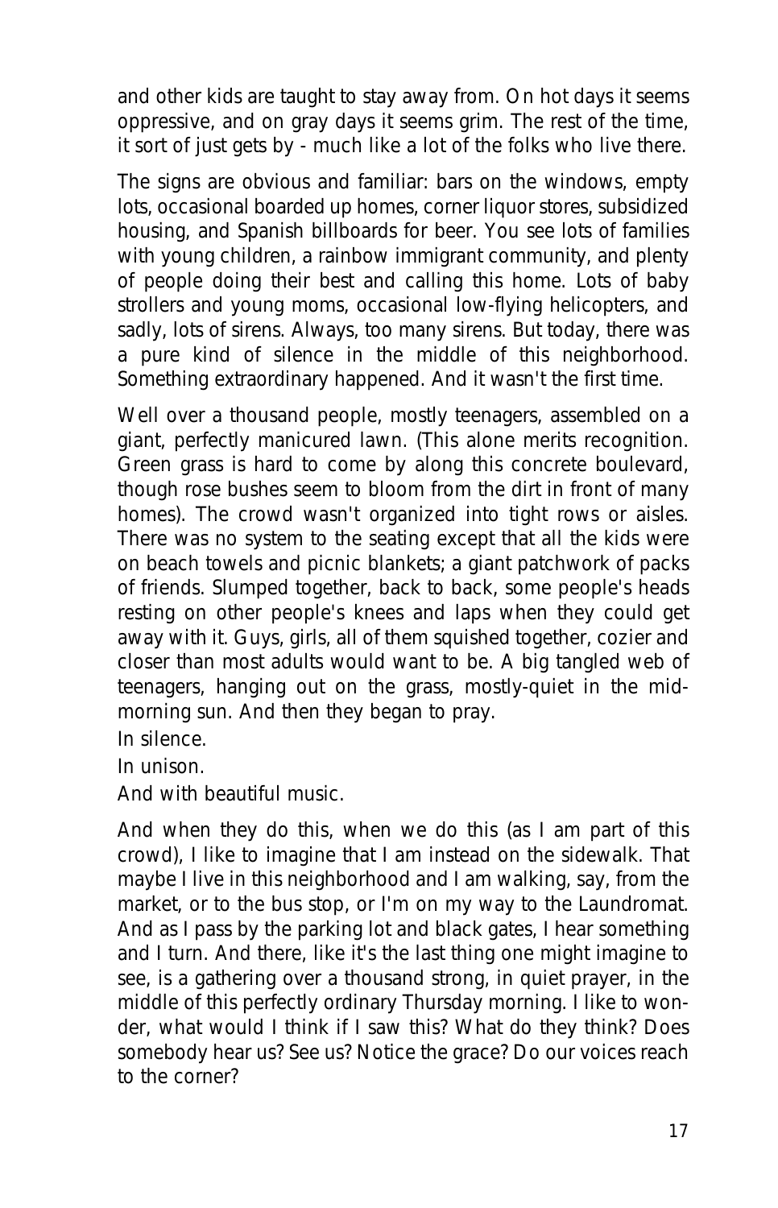and other kids are taught to stay away from. On hot days it seems oppressive, and on gray days it seems grim. The rest of the time, it sort of just gets by - much like a lot of the folks who live there.

The signs are obvious and familiar: bars on the windows, empty lots, occasional boarded up homes, corner liquor stores, subsidized housing, and Spanish billboards for beer. You see lots of families with young children, a rainbow immigrant community, and plenty of people doing their best and calling this home. Lots of baby strollers and young moms, occasional low-flying helicopters, and sadly, lots of sirens. Always, too many sirens. But today, there was a pure kind of silence in the middle of this neighborhood. Something extraordinary happened. And it wasn't the first time.

Well over a thousand people, mostly teenagers, assembled on a giant, perfectly manicured lawn. (This alone merits recognition. Green grass is hard to come by along this concrete boulevard, though rose bushes seem to bloom from the dirt in front of many homes). The crowd wasn't organized into tight rows or aisles. There was no system to the seating except that all the kids were on beach towels and picnic blankets; a giant patchwork of packs of friends. Slumped together, back to back, some people's heads resting on other people's knees and laps when they could get away with it. Guys, girls, all of them squished together, cozier and closer than most adults would want to be. A big tangled web of teenagers, hanging out on the grass, mostly-quiet in the mid-morning sun. And then they began to pray.

In silence.

In unison.

And with beautiful music.

And when they do this, when we do this (as I am part of this crowd), I like to imagine that I am instead on the sidewalk. That maybe I live in this neighborhood and I am walking, say, from the market, or to the bus stop, or I'm on my way to the Laundromat. And as I pass by the parking lot and black gates, I hear something and I turn. And there, like it's the last thing one might imagine to see, is a gathering over a thousand strong, in quiet prayer, in the middle of this perfectly ordinary Thursday morning. I like to wonder, what would I think if I saw this? What do they think? Does somebody hear us? See us? Notice the grace? Do our voices reach to the corner?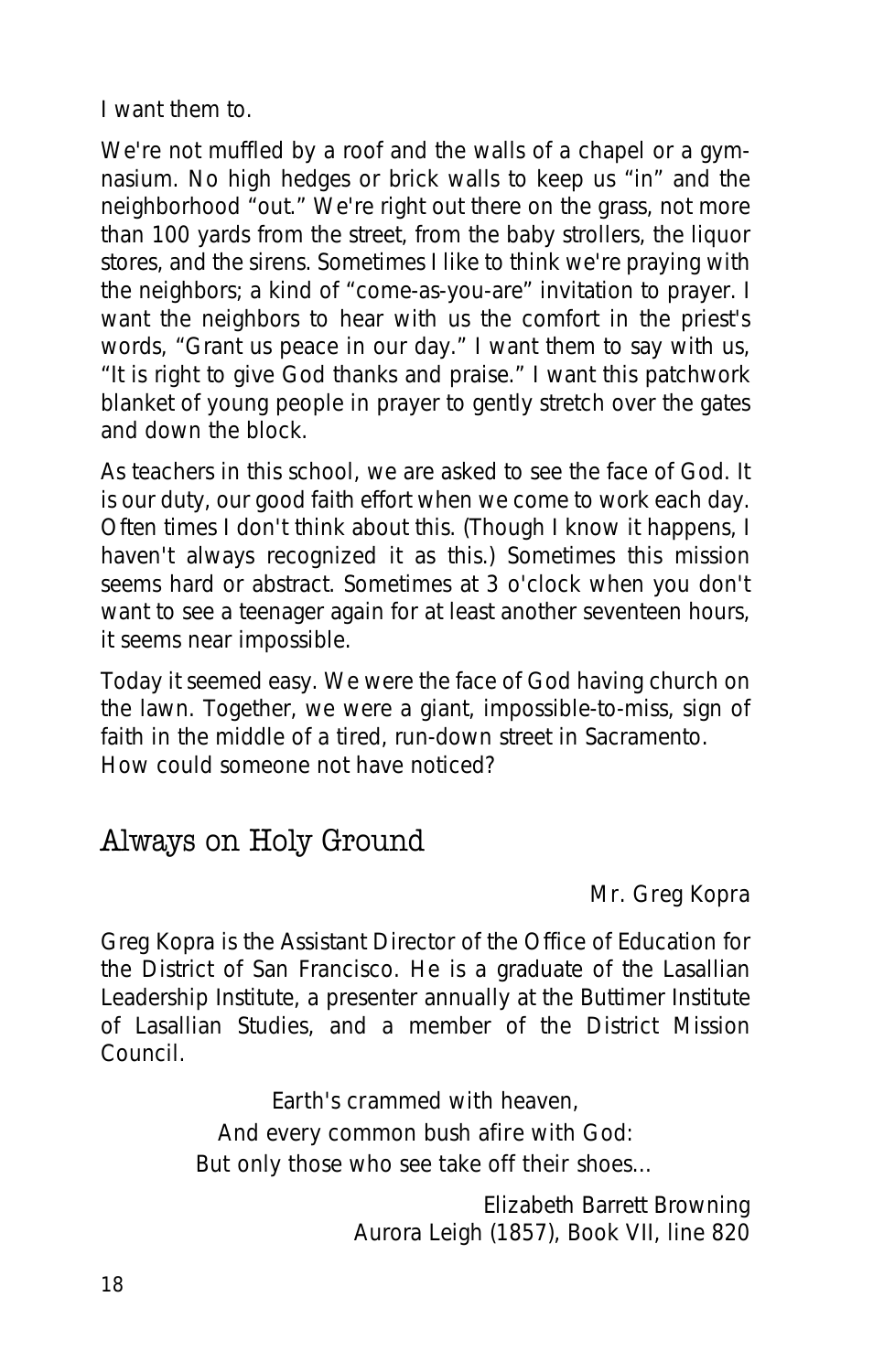I want them to.

We're not muffled by a roof and the walls of a chapel or a gymnasium. No high hedges or brick walls to keep us "in" and the neighborhood "out." We're right out there on the grass, not more than 100 yards from the street, from the baby strollers, the liquor stores, and the sirens. Sometimes I like to think we're praying with the neighbors; a kind of "come-as-you-are" invitation to prayer. I want the neighbors to hear with us the comfort in the priest's words, "Grant us peace in our day." I want them to say with us, "It is right to give God thanks and praise." I want this patchwork blanket of young people in prayer to gently stretch over the gates and down the block.

As teachers in this school, we are asked to see the face of God. It is our duty, our good faith effort when we come to work each day. Often times I don't think about this. (Though I know it happens, I haven't always recognized it as this.) Sometimes this mission seems hard or abstract. Sometimes at 3 o'clock when you don't want to see a teenager again for at least another seventeen hours, it seems near impossible.

Today it seemed easy. We were the face of God having church on the lawn. Together, we were a giant, impossible-to-miss, sign of faith in the middle of a tired, run-down street in Sacramento. How could someone not have noticed?

## Always on Holy Ground

Mr. Greg Kopra

Greg Kopra is the Assistant Director of the Office of Education for the District of San Francisco. He is a graduate of the Lasallian Leadership Institute, a presenter annually at the Buttimer Institute of Lasallian Studies, and a member of the District Mission Council.

> Earth's crammed with heaven,
> And every common bush afire with God:
> But only those who see take off their shoes...
>
> Elizabeth Barrett Browning
> Aurora Leigh (1857), Book VII, line 820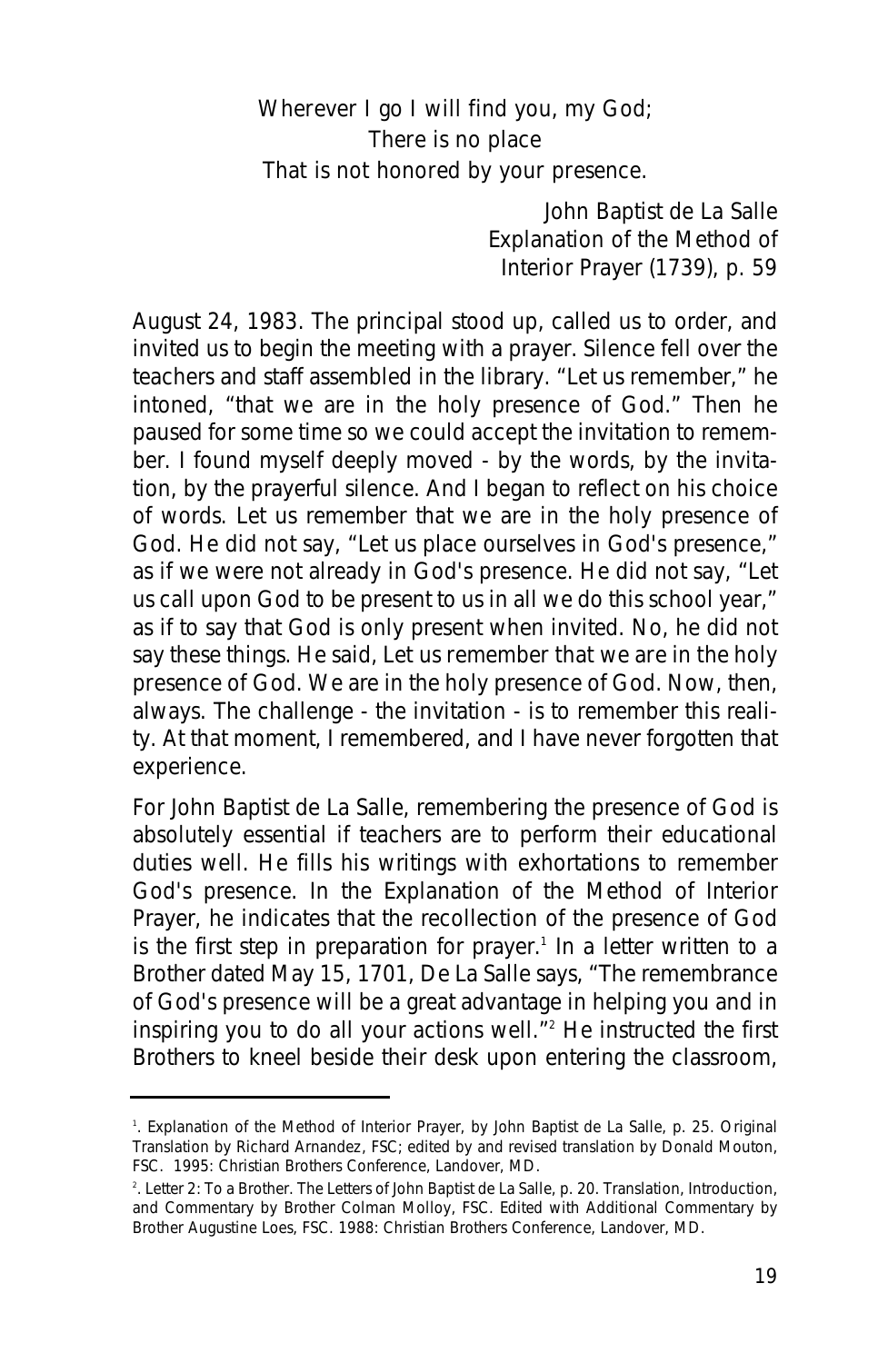Wherever I go I will find you, my God;
There is no place
That is not honored by your presence.

John Baptist de La Salle
*Explanation of the Method of Interior Prayer* (1739), p. 59

August 24, 1983. The principal stood up, called us to order, and invited us to begin the meeting with a prayer. Silence fell over the teachers and staff assembled in the library. "Let us remember," he intoned, "that we are in the holy presence of God." Then he paused for some time so we could accept the invitation to remember. I found myself deeply moved - by the words, by the invitation, by the prayerful silence. And I began to reflect on his choice of words. *Let us remember that we are in the holy presence of God.* He did not say, "Let us place ourselves in God's presence," as if we were not already in God's presence. He did not say, "Let us call upon God to be present to us in all we do this school year," as if to say that God is only present when invited. No, he did not say these things. He said, *Let us remember that we are in the holy presence of God.* We *are* in the holy presence of God. Now, then, always. The challenge - the invitation - is to *remember* this reality. At that moment, I remembered, and I have never forgotten that experience.

For John Baptist de La Salle, remembering the presence of God is absolutely essential if teachers are to perform their educational duties well. He fills his writings with exhortations to remember God's presence. In the *Explanation of the Method of Interior Prayer*, he indicates that the recollection of the presence of God is the first step in preparation for prayer.[1] In a letter written to a Brother dated May 15, 1701, De La Salle says, "The remembrance of God's presence will be a great advantage in helping you and in inspiring you to do all your actions well."[2] He instructed the first Brothers to kneel beside their desk upon entering the classroom,

---

[1]. *Explanation of the Method of Interior Prayer*, by John Baptist de La Salle, p. 25. Original Translation by Richard Arnandez, FSC; edited by and revised translation by Donald Mouton, FSC. 1995: Christian Brothers Conference, Landover, MD.

[2]. Letter 2: To a Brother. *The Letters of John Baptist de La Salle*, p. 20. Translation, Introduction, and Commentary by Brother Colman Molloy, FSC. Edited with Additional Commentary by Brother Augustine Loes, FSC. 1988: Christian Brothers Conference, Landover, MD.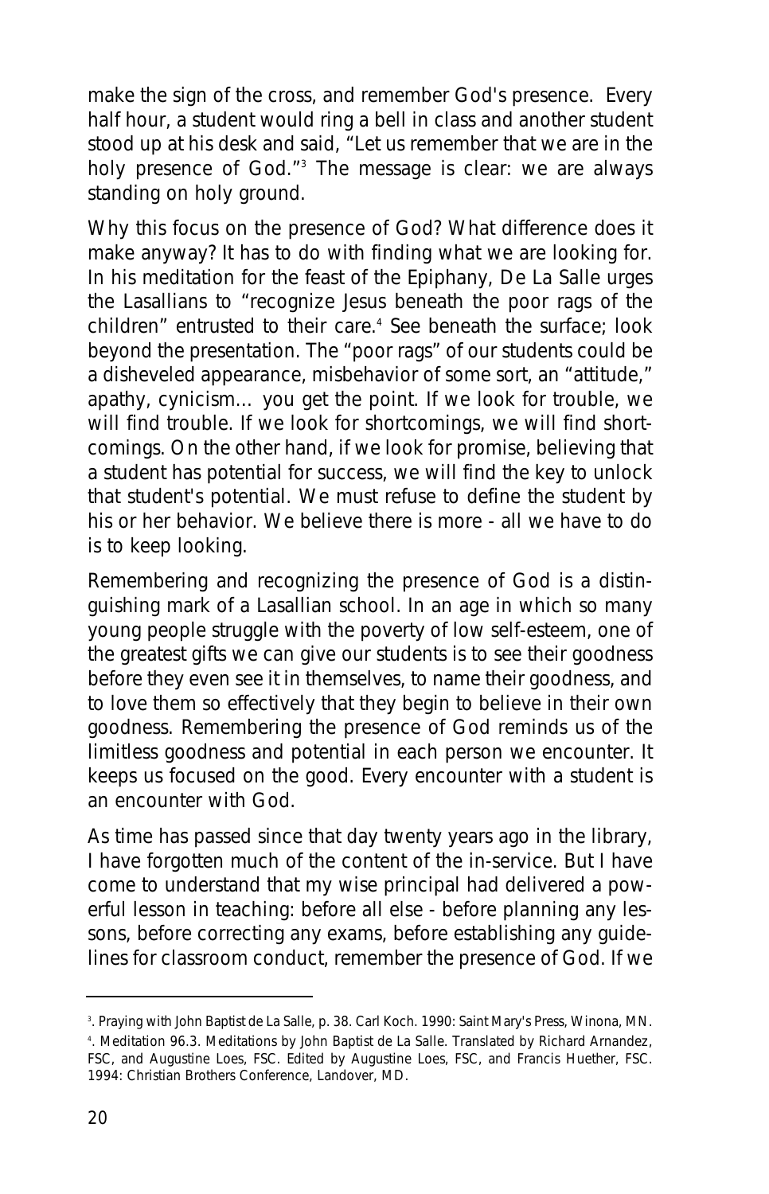make the sign of the cross, and remember God's presence. Every half hour, a student would ring a bell in class and another student stood up at his desk and said, "Let us remember that we are in the holy presence of God."[3] The message is clear: we are always standing on holy ground.

Why this focus on the presence of God? What difference does it make anyway? It has to do with finding what we are looking for. In his meditation for the feast of the Epiphany, De La Salle urges the Lasallians to "recognize Jesus beneath the poor rags of the children" entrusted to their care.[4] See beneath the surface; look beyond the presentation. The "poor rags" of our students could be a disheveled appearance, misbehavior of some sort, an "attitude," apathy, cynicism... you get the point. If we look for trouble, we will find trouble. If we look for shortcomings, we will find shortcomings. On the other hand, if we look for promise, believing that a student has potential for success, we will find the key to unlock that student's potential. We must refuse to define the student by his or her behavior. We believe there is more - all we have to do is to keep looking.

Remembering and recognizing the presence of God is a distinguishing mark of a Lasallian school. In an age in which so many young people struggle with the poverty of low self-esteem, one of the greatest gifts we can give our students is to see their goodness before they even see it in themselves, to name their goodness, and to love them so effectively that they begin to believe in their own goodness. Remembering the presence of God reminds us of the limitless goodness and potential in each person we encounter. It keeps us focused on the good. Every encounter with a student is an encounter with God.

As time has passed since that day twenty years ago in the library, I have forgotten much of the content of the in-service. But I have come to understand that my wise principal had delivered a powerful lesson in teaching: before all else - before planning any lessons, before correcting any exams, before establishing any guidelines for classroom conduct, remember the presence of God. If we

---

[3]. *Praying with John Baptist de La Salle*, p. 38. Carl Koch. 1990: Saint Mary's Press, Winona, MN.

[4]. Meditation 96.3. *Meditations by John Baptist de La Salle*. Translated by Richard Arnandez, FSC, and Augustine Loes, FSC. Edited by Augustine Loes, FSC, and Francis Huether, FSC. 1994: Christian Brothers Conference, Landover, MD.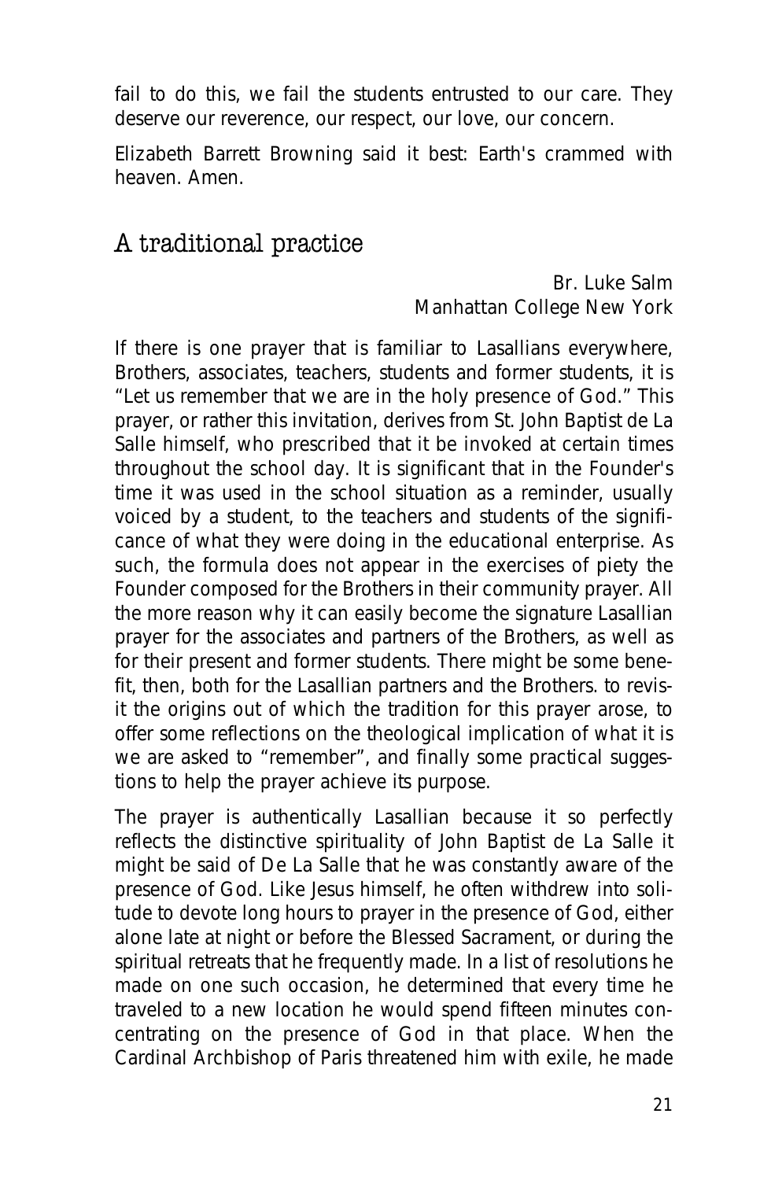fail to do this, we fail the students entrusted to our care. They deserve our reverence, our respect, our love, our concern.

Elizabeth Barrett Browning said it best: Earth's crammed with heaven. Amen.

## A traditional practice

Br. Luke Salm
Manhattan College New York

If there is one prayer that is familiar to Lasallians everywhere, Brothers, associates, teachers, students and former students, it is "Let us remember that we are in the holy presence of God." This prayer, or rather this invitation, derives from St. John Baptist de La Salle himself, who prescribed that it be invoked at certain times throughout the school day. It is significant that in the Founder's time it was used in the school situation as a reminder, usually voiced by a student, to the teachers and students of the significance of what they were doing in the educational enterprise. As such, the formula does not appear in the exercises of piety the Founder composed for the Brothers in their community prayer. All the more reason why it can easily become the signature Lasallian prayer for the associates and partners of the Brothers, as well as for their present and former students. There might be some benefit, then, both for the Lasallian partners and the Brothers. to revisit the origins out of which the tradition for this prayer arose, to offer some reflections on the theological implication of what it is we are asked to "remember", and finally some practical suggestions to help the prayer achieve its purpose.

The prayer is authentically Lasallian because it so perfectly reflects the distinctive spirituality of John Baptist de La Salle it might be said of De La Salle that he was constantly aware of the presence of God. Like Jesus himself, he often withdrew into solitude to devote long hours to prayer in the presence of God, either alone late at night or before the Blessed Sacrament, or during the spiritual retreats that he frequently made. In a list of resolutions he made on one such occasion, he determined that every time he traveled to a new location he would spend fifteen minutes concentrating on the presence of God in that place. When the Cardinal Archbishop of Paris threatened him with exile, he made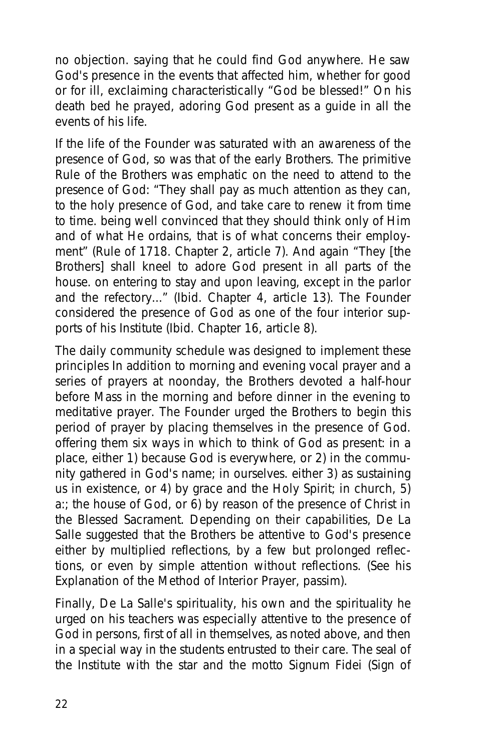no objection. saying that he could find God anywhere. He saw God's presence in the events that affected him, whether for good or for ill, exclaiming characteristically "God be blessed!" On his death bed he prayed, adoring God present as a guide in all the events of his life.

If the life of the Founder was saturated with an awareness of the presence of God, so was that of the early Brothers. The primitive Rule of the Brothers was emphatic on the need to attend to the presence of God: "They shall pay as much attention as they can, to the holy presence of God, and take care to renew it from time to time. being well convinced that they should think only of Him and of what He ordains, that is of what concerns their employment" (Rule of 1718. Chapter 2, article 7). And again "They [the Brothers] shall kneel to adore God present in all parts of the house. on entering to stay and upon leaving, except in the parlor and the refectory..." (Ibid. Chapter 4, article 13). The Founder considered the presence of God as one of the four interior supports of his Institute (Ibid. Chapter 16, article 8).

The daily community schedule was designed to implement these principles In addition to morning and evening vocal prayer and a series of prayers at noonday, the Brothers devoted a half-hour before Mass in the morning and before dinner in the evening to meditative prayer. The Founder urged the Brothers to begin this period of prayer by placing themselves in the presence of God. offering them six ways in which to think of God as present: in a place, either 1) because God is everywhere, or 2) in the community gathered in God's name; in ourselves. either 3) as sustaining us in existence, or 4) by grace and the Holy Spirit; in church, 5) a:; the house of God, or 6) by reason of the presence of Christ in the Blessed Sacrament. Depending on their capabilities, De La Salle suggested that the Brothers be attentive to God's presence either by multiplied reflections, by a few but prolonged reflections, or even by simple attention without reflections. (See his Explanation of the Method of Interior Prayer, passim).

Finally, De La Salle's spirituality, his own and the spirituality he urged on his teachers was especially attentive to the presence of God in persons, first of all in themselves, as noted above, and then in a special way in the students entrusted to their care. The seal of the Institute with the star and the motto Signum Fidei (Sign of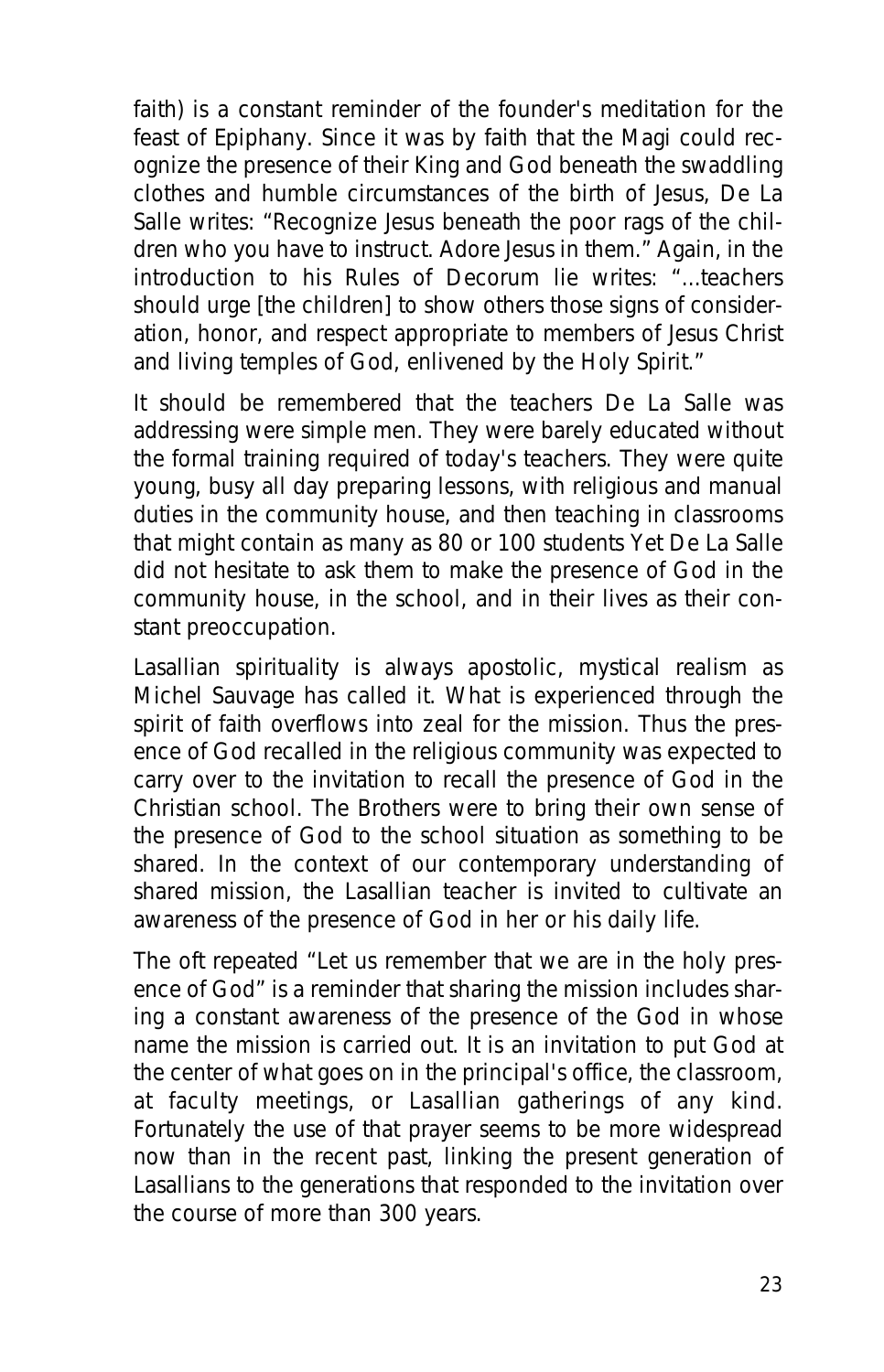faith) is a constant reminder of the founder's meditation for the feast of Epiphany. Since it was by faith that the Magi could recognize the presence of their King and God beneath the swaddling clothes and humble circumstances of the birth of Jesus, De La Salle writes: "Recognize Jesus beneath the poor rags of the children who you have to instruct. Adore Jesus in them." Again, in the introduction to his Rules of Decorum lie writes: "...teachers should urge [the children] to show others those signs of consideration, honor, and respect appropriate to members of Jesus Christ and living temples of God, enlivened by the Holy Spirit."

It should be remembered that the teachers De La Salle was addressing were simple men. They were barely educated without the formal training required of today's teachers. They were quite young, busy all day preparing lessons, with religious and manual duties in the community house, and then teaching in classrooms that might contain as many as 80 or 100 students Yet De La Salle did not hesitate to ask them to make the presence of God in the community house, in the school, and in their lives as their constant preoccupation.

Lasallian spirituality is always apostolic, mystical realism as Michel Sauvage has called it. What is experienced through the spirit of faith overflows into zeal for the mission. Thus the presence of God recalled in the religious community was expected to carry over to the invitation to recall the presence of God in the Christian school. The Brothers were to bring their own sense of the presence of God to the school situation as something to be shared. In the context of our contemporary understanding of shared mission, the Lasallian teacher is invited to cultivate an awareness of the presence of God in her or his daily life.

The oft repeated "Let us remember that we are in the holy presence of God" is a reminder that sharing the mission includes sharing a constant awareness of the presence of the God in whose name the mission is carried out. It is an invitation to put God at the center of what goes on in the principal's office, the classroom, at faculty meetings, or Lasallian gatherings of any kind. Fortunately the use of that prayer seems to be more widespread now than in the recent past, linking the present generation of Lasallians to the generations that responded to the invitation over the course of more than 300 years.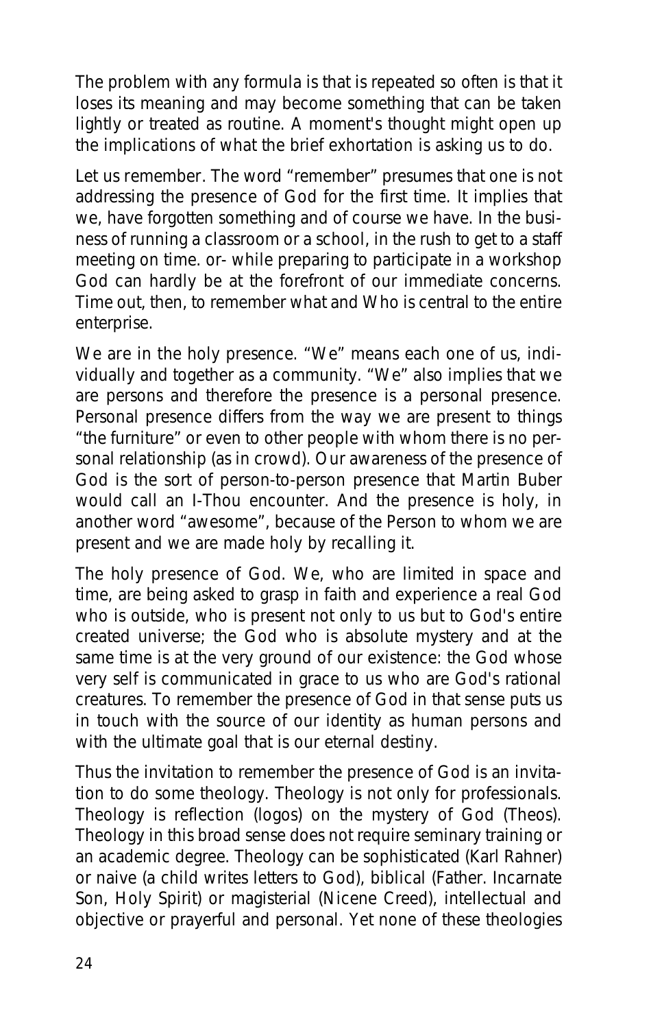The problem with any formula is that is repeated so often is that it loses its meaning and may become something that can be taken lightly or treated as routine. A moment's thought might open up the implications of what the brief exhortation is asking us to do.

Let us remember. The word "remember" presumes that one is not addressing the presence of God for the first time. It implies that we, have forgotten something and of course we have. In the business of running a classroom or a school, in the rush to get to a staff meeting on time. or- while preparing to participate in a workshop God can hardly be at the forefront of our immediate concerns. Time out, then, to remember what and Who is central to the entire enterprise.

We are in the holy presence. "We" means each one of us, individually and together as a community. "We" also implies that we are persons and therefore the presence is a personal presence. Personal presence differs from the way we are present to things "the furniture" or even to other people with whom there is no personal relationship (as in crowd). Our awareness of the presence of God is the sort of person-to-person presence that Martin Buber would call an I-Thou encounter. And the presence is holy, in another word "awesome", because of the Person to whom we are present and we are made holy by recalling it.

The holy presence of God. We, who are limited in space and time, are being asked to grasp in faith and experience a real God who is outside, who is present not only to us but to God's entire created universe; the God who is absolute mystery and at the same time is at the very ground of our existence: the God whose very self is communicated in grace to us who are God's rational creatures. To remember the presence of God in that sense puts us in touch with the source of our identity as human persons and with the ultimate goal that is our eternal destiny.

Thus the invitation to remember the presence of God is an invitation to do some theology. Theology is not only for professionals. Theology is reflection (logos) on the mystery of God (Theos). Theology in this broad sense does not require seminary training or an academic degree. Theology can be sophisticated (Karl Rahner) or naive (a child writes letters to God), biblical (Father. Incarnate Son, Holy Spirit) or magisterial (Nicene Creed), intellectual and objective or prayerful and personal. Yet none of these theologies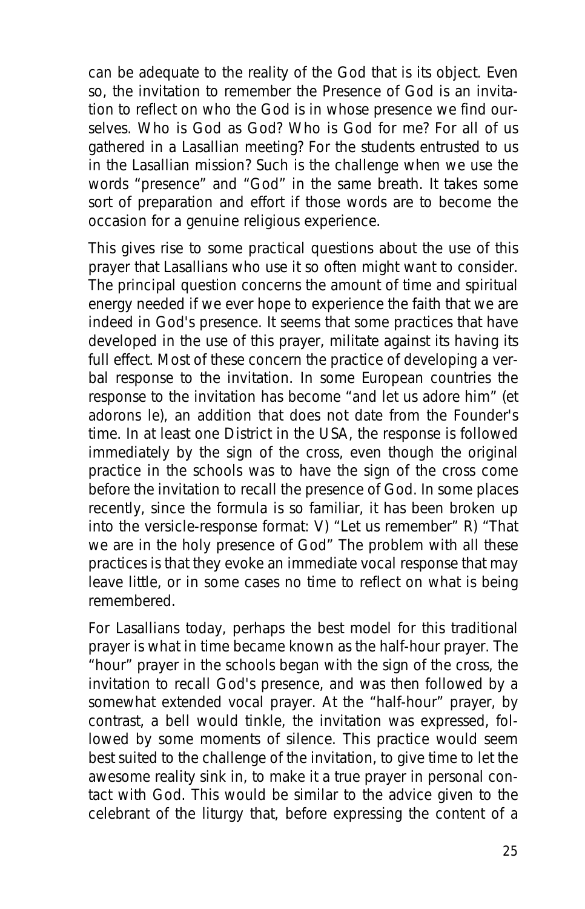can be adequate to the reality of the God that is its object. Even so, the invitation to remember the Presence of God is an invitation to reflect on who the God is in whose presence we find ourselves. Who is God as God? Who is God for me? For all of us gathered in a Lasallian meeting? For the students entrusted to us in the Lasallian mission? Such is the challenge when we use the words "presence" and "God" in the same breath. It takes some sort of preparation and effort if those words are to become the occasion for a genuine religious experience.

This gives rise to some practical questions about the use of this prayer that Lasallians who use it so often might want to consider. The principal question concerns the amount of time and spiritual energy needed if we ever hope to experience the faith that we are indeed in God's presence. It seems that some practices that have developed in the use of this prayer, militate against its having its full effect. Most of these concern the practice of developing a verbal response to the invitation. In some European countries the response to the invitation has become "and let us adore him" (et adorons le), an addition that does not date from the Founder's time. In at least one District in the USA, the response is followed immediately by the sign of the cross, even though the original practice in the schools was to have the sign of the cross come before the invitation to recall the presence of God. In some places recently, since the formula is so familiar, it has been broken up into the versicle-response format: V) "Let us remember" R) "That we are in the holy presence of God" The problem with all these practices is that they evoke an immediate vocal response that may leave little, or in some cases no time to reflect on what is being remembered.

For Lasallians today, perhaps the best model for this traditional prayer is what in time became known as the half-hour prayer. The "hour" prayer in the schools began with the sign of the cross, the invitation to recall God's presence, and was then followed by a somewhat extended vocal prayer. At the "half-hour" prayer, by contrast, a bell would tinkle, the invitation was expressed, followed by some moments of silence. This practice would seem best suited to the challenge of the invitation, to give time to let the awesome reality sink in, to make it a true prayer in personal contact with God. This would be similar to the advice given to the celebrant of the liturgy that, before expressing the content of a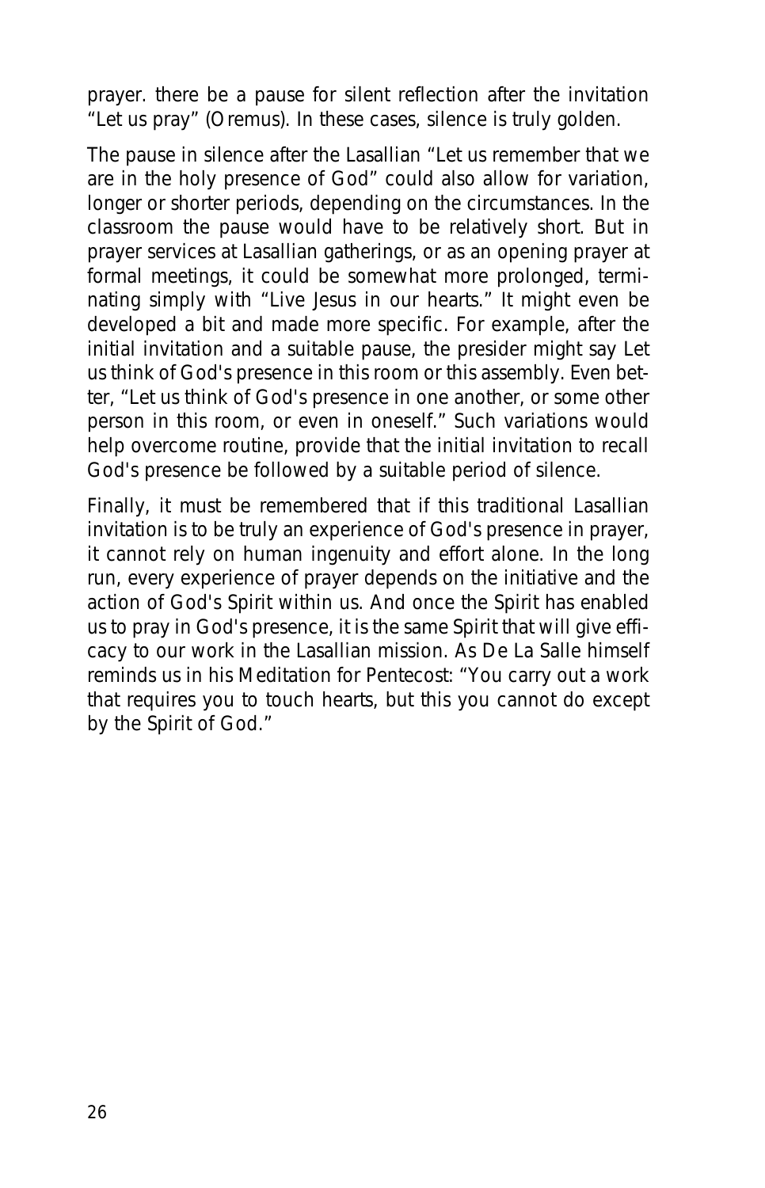prayer. there be a pause for silent reflection after the invitation "Let us pray" (Oremus). In these cases, silence is truly golden.

The pause in silence after the Lasallian "Let us remember that we are in the holy presence of God" could also allow for variation, longer or shorter periods, depending on the circumstances. In the classroom the pause would have to be relatively short. But in prayer services at Lasallian gatherings, or as an opening prayer at formal meetings, it could be somewhat more prolonged, terminating simply with "Live Jesus in our hearts." It might even be developed a bit and made more specific. For example, after the initial invitation and a suitable pause, the presider might say Let us think of God's presence in this room or this assembly. Even better, "Let us think of God's presence in one another, or some other person in this room, or even in oneself." Such variations would help overcome routine, provide that the initial invitation to recall God's presence be followed by a suitable period of silence.

Finally, it must be remembered that if this traditional Lasallian invitation is to be truly an experience of God's presence in prayer, it cannot rely on human ingenuity and effort alone. In the long run, every experience of prayer depends on the initiative and the action of God's Spirit within us. And once the Spirit has enabled us to pray in God's presence, it is the same Spirit that will give efficacy to our work in the Lasallian mission. As De La Salle himself reminds us in his Meditation for Pentecost: "You carry out a work that requires you to touch hearts, but this you cannot do except by the Spirit of God."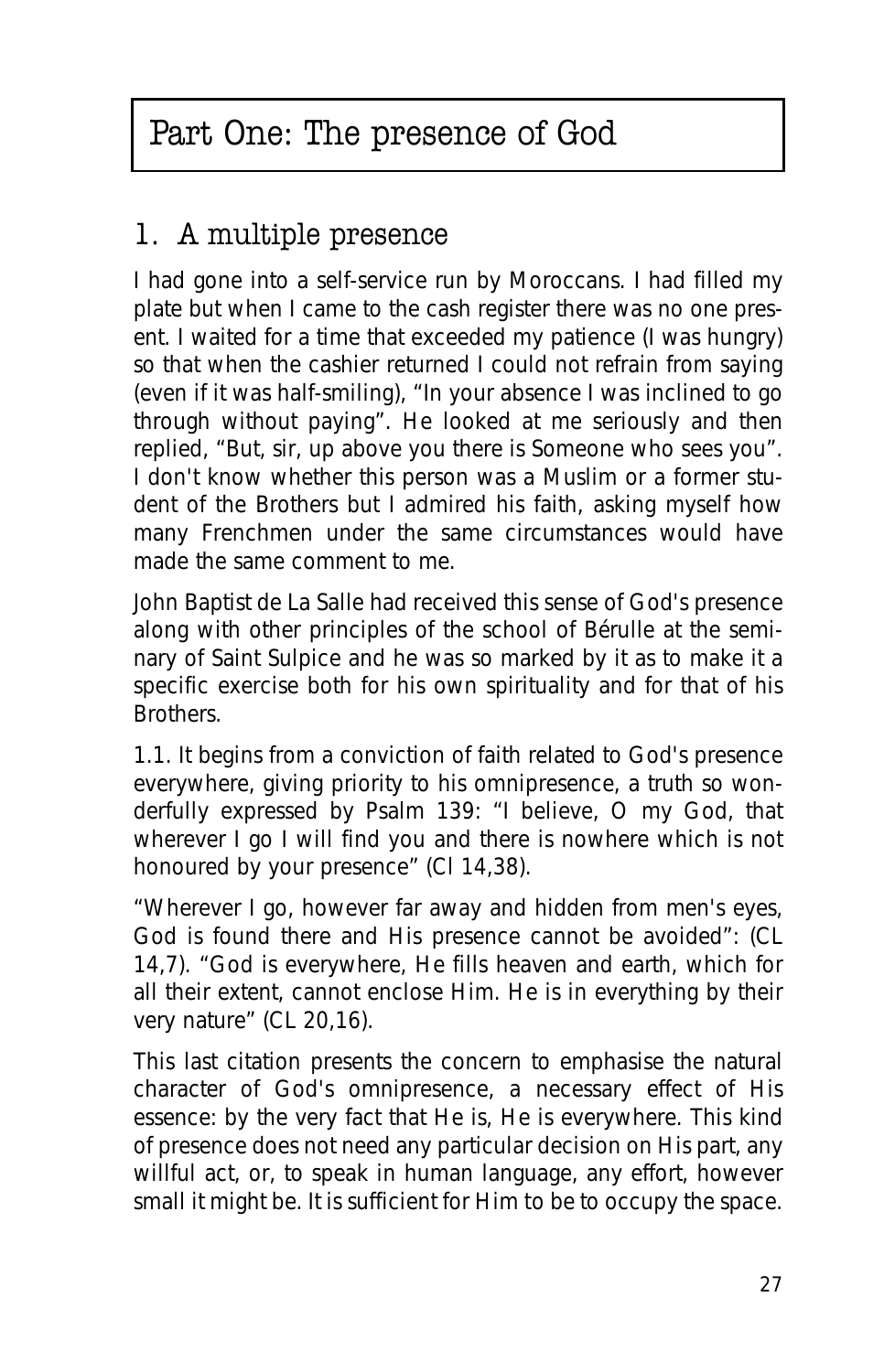# Part One: The presence of God

## 1. A multiple presence

I had gone into a self-service run by Moroccans. I had filled my plate but when I came to the cash register there was no one present. I waited for a time that exceeded my patience (I was hungry) so that when the cashier returned I could not refrain from saying (even if it was half-smiling), "In your absence I was inclined to go through without paying". He looked at me seriously and then replied, "But, sir, up above you there is Someone who sees you". I don't know whether this person was a Muslim or a former student of the Brothers but I admired his faith, asking myself how many Frenchmen under the same circumstances would have made the same comment to me.

John Baptist de La Salle had received this sense of God's presence along with other principles of the school of Bérulle at the seminary of Saint Sulpice and he was so marked by it as to make it a specific exercise both for his own spirituality and for that of his Brothers.

1.1. It begins from a conviction of faith related to God's presence everywhere, giving priority to his omnipresence, a truth so wonderfully expressed by Psalm 139: "I believe, O my God, that wherever I go I will find you and there is nowhere which is not honoured by your presence" (Cl 14,38).

"Wherever I go, however far away and hidden from men's eyes, God is found there and His presence cannot be avoided": (CL 14,7). "God is everywhere, He fills heaven and earth, which for all their extent, cannot enclose Him. He is in everything by their very nature" (CL 20,16).

This last citation presents the concern to emphasise the natural character of God's omnipresence, a necessary effect of His essence: by the very fact that He is, He is everywhere. This kind of presence does not need any particular decision on His part, any willful act, or, to speak in human language, any effort, however small it might be. It is sufficient for Him to be to occupy the space.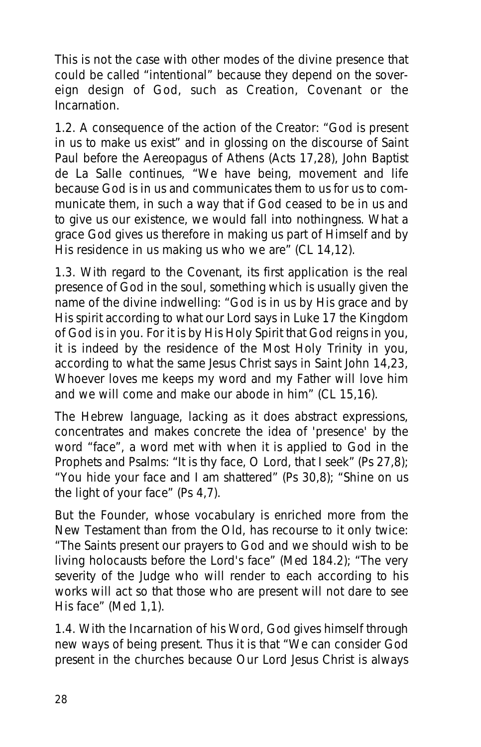This is not the case with other modes of the divine presence that could be called "intentional" because they depend on the sovereign design of God, such as Creation, Covenant or the Incarnation.

1.2. A consequence of the action of the Creator: "God is present in us to make us exist" and in glossing on the discourse of Saint Paul before the Aereopagus of Athens (Acts 17,28), John Baptist de La Salle continues, "We have being, movement and life because God is in us and communicates them to us for us to communicate them, in such a way that if God ceased to be in us and to give us our existence, we would fall into nothingness. What a grace God gives us therefore in making us part of Himself and by His residence in us making us who we are" (CL 14,12).

1.3. With regard to the Covenant, its first application is the real presence of God in the soul, something which is usually given the name of the divine indwelling: "God is in us by His grace and by His spirit according to what our Lord says in Luke 17 the Kingdom of God is in you. For it is by His Holy Spirit that God reigns in you, it is indeed by the residence of the Most Holy Trinity in you, according to what the same Jesus Christ says in Saint John 14,23, Whoever loves me keeps my word and my Father will love him and we will come and make our abode in him" (CL 15,16).

The Hebrew language, lacking as it does abstract expressions, concentrates and makes concrete the idea of 'presence' by the word "face", a word met with when it is applied to God in the Prophets and Psalms: "It is thy face, O Lord, that I seek" (Ps 27,8); "You hide your face and I am shattered" (Ps 30,8); "Shine on us the light of your face" (Ps 4,7).

But the Founder, whose vocabulary is enriched more from the New Testament than from the Old, has recourse to it only twice: "The Saints present our prayers to God and we should wish to be living holocausts before the Lord's face" (Med 184.2); "The very severity of the Judge who will render to each according to his works will act so that those who are present will not dare to see His face" (Med 1,1).

1.4. With the Incarnation of his Word, God gives himself through new ways of being present. Thus it is that "We can consider God present in the churches because Our Lord Jesus Christ is always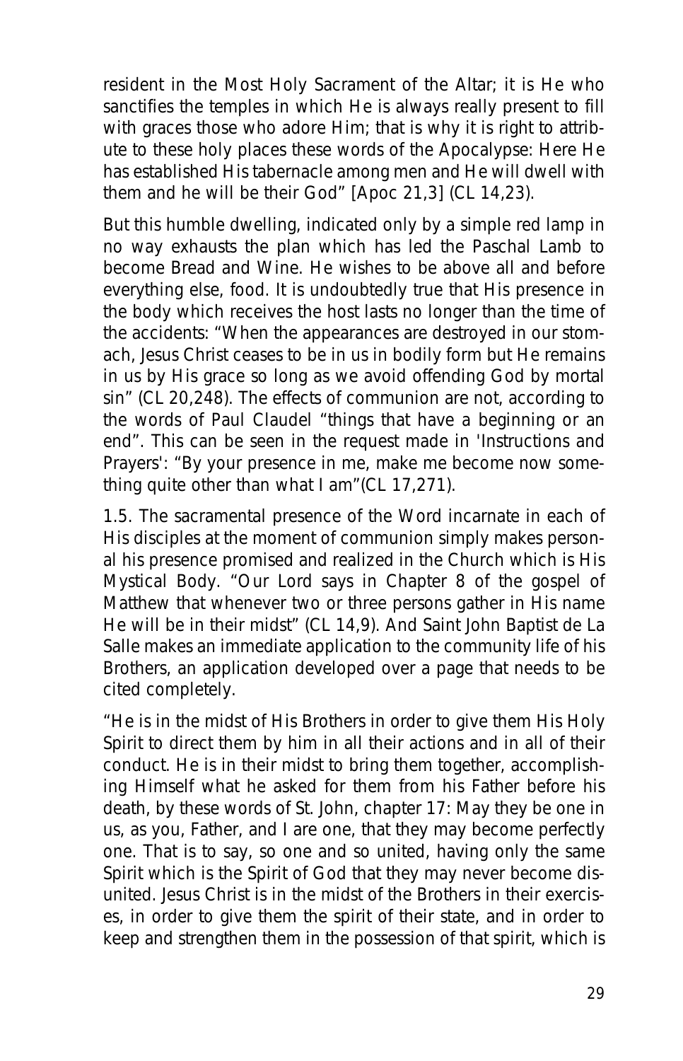resident in the Most Holy Sacrament of the Altar; it is He who sanctifies the temples in which He is always really present to fill with graces those who adore Him; that is why it is right to attribute to these holy places these words of the Apocalypse: Here He has established His tabernacle among men and He will dwell with them and he will be their God" [Apoc 21,3] (CL 14,23).

But this humble dwelling, indicated only by a simple red lamp in no way exhausts the plan which has led the Paschal Lamb to become Bread and Wine. He wishes to be above all and before everything else, food. It is undoubtedly true that His presence in the body which receives the host lasts no longer than the time of the accidents: "When the appearances are destroyed in our stomach, Jesus Christ ceases to be in us in bodily form but He remains in us by His grace so long as we avoid offending God by mortal sin" (CL 20,248). The effects of communion are not, according to the words of Paul Claudel "things that have a beginning or an end". This can be seen in the request made in 'Instructions and Prayers': "By your presence in me, make me become now something quite other than what I am"(CL 17,271).

1.5. The sacramental presence of the Word incarnate in each of His disciples at the moment of communion simply makes personal his presence promised and realized in the Church which is His Mystical Body. "Our Lord says in Chapter 8 of the gospel of Matthew that whenever two or three persons gather in His name He will be in their midst" (CL 14,9). And Saint John Baptist de La Salle makes an immediate application to the community life of his Brothers, an application developed over a page that needs to be cited completely.

"He is in the midst of His Brothers in order to give them His Holy Spirit to direct them by him in all their actions and in all of their conduct. He is in their midst to bring them together, accomplishing Himself what he asked for them from his Father before his death, by these words of St. John, chapter 17: May they be one in us, as you, Father, and I are one, that they may become perfectly one. That is to say, so one and so united, having only the same Spirit which is the Spirit of God that they may never become disunited. Jesus Christ is in the midst of the Brothers in their exercises, in order to give them the spirit of their state, and in order to keep and strengthen them in the possession of that spirit, which is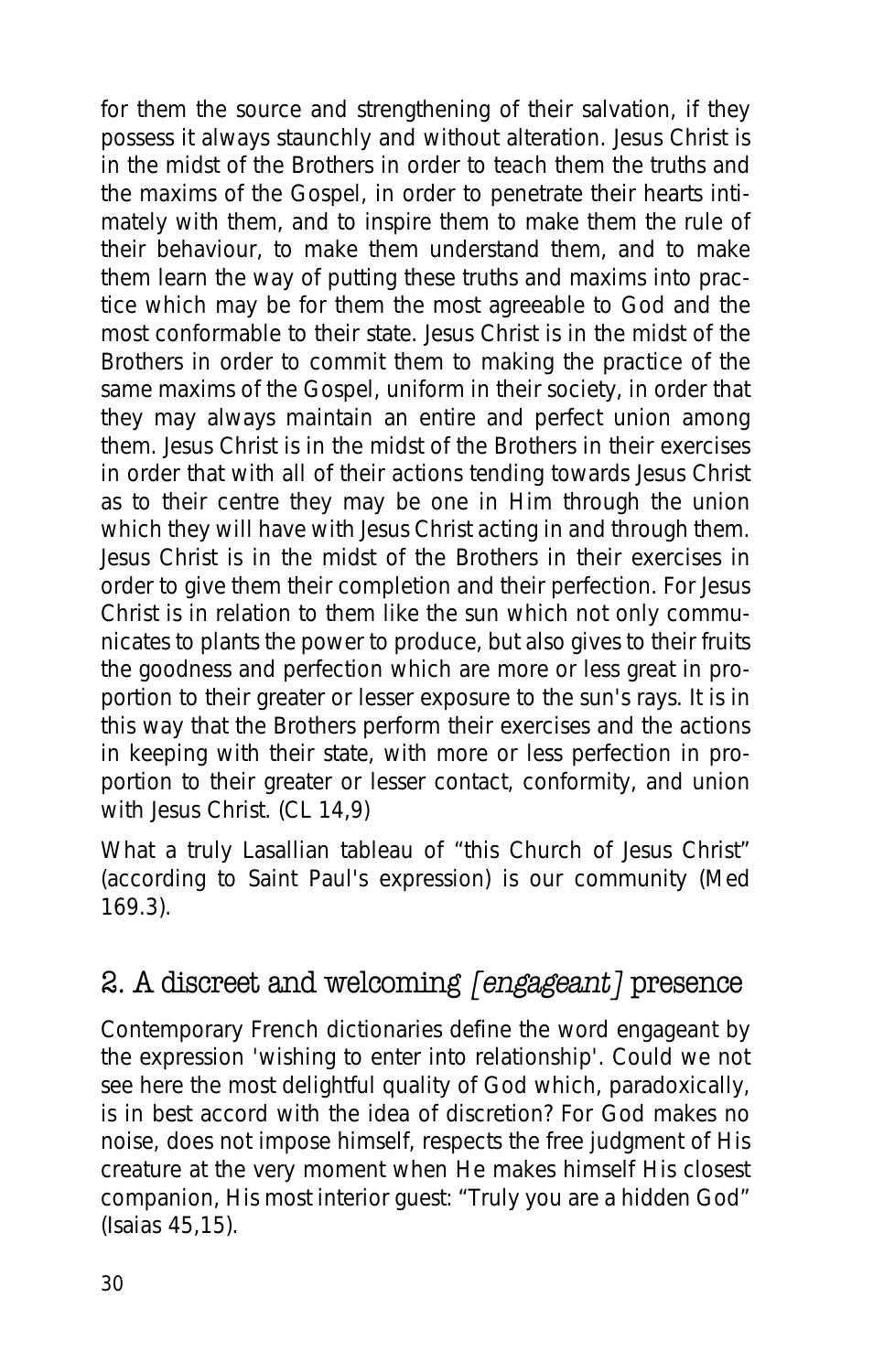for them the source and strengthening of their salvation, if they possess it always staunchly and without alteration. Jesus Christ is in the midst of the Brothers in order to teach them the truths and the maxims of the Gospel, in order to penetrate their hearts intimately with them, and to inspire them to make them the rule of their behaviour, to make them understand them, and to make them learn the way of putting these truths and maxims into practice which may be for them the most agreeable to God and the most conformable to their state. Jesus Christ is in the midst of the Brothers in order to commit them to making the practice of the same maxims of the Gospel, uniform in their society, in order that they may always maintain an entire and perfect union among them. Jesus Christ is in the midst of the Brothers in their exercises in order that with all of their actions tending towards Jesus Christ as to their centre they may be one in Him through the union which they will have with Jesus Christ acting in and through them. Jesus Christ is in the midst of the Brothers in their exercises in order to give them their completion and their perfection. For Jesus Christ is in relation to them like the sun which not only communicates to plants the power to produce, but also gives to their fruits the goodness and perfection which are more or less great in proportion to their greater or lesser exposure to the sun's rays. It is in this way that the Brothers perform their exercises and the actions in keeping with their state, with more or less perfection in proportion to their greater or lesser contact, conformity, and union with Jesus Christ. (CL 14,9)

What a truly Lasallian tableau of "this Church of Jesus Christ" (according to Saint Paul's expression) is our community (Med 169.3).

## 2. A discreet and welcoming *[engageant]* presence

Contemporary French dictionaries define the word engageant by the expression 'wishing to enter into relationship'. Could we not see here the most delightful quality of God which, paradoxically, is in best accord with the idea of discretion? For God makes no noise, does not impose himself, respects the free judgment of His creature at the very moment when He makes himself His closest companion, His most interior guest: "Truly you are a hidden God" (Isaias 45,15).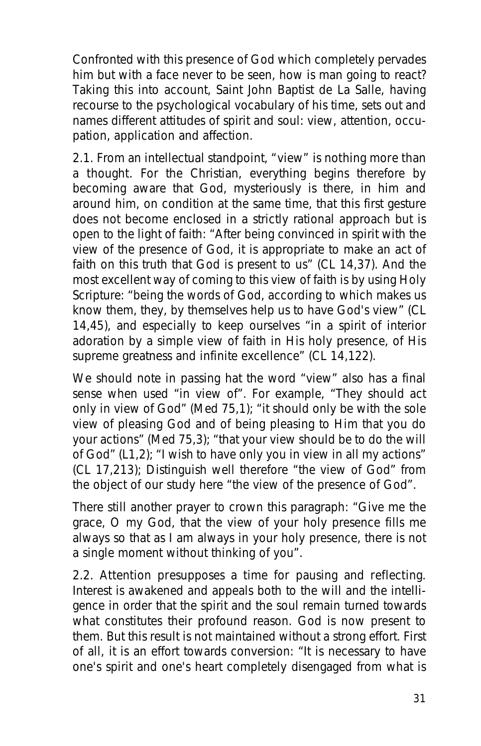Confronted with this presence of God which completely pervades him but with a face never to be seen, how is man going to react? Taking this into account, Saint John Baptist de La Salle, having recourse to the psychological vocabulary of his time, sets out and names different attitudes of spirit and soul: view, attention, occupation, application and affection.

2.1. From an intellectual standpoint, "view" is nothing more than a thought. For the Christian, everything begins therefore by becoming aware that God, mysteriously is there, in him and around him, on condition at the same time, that this first gesture does not become enclosed in a strictly rational approach but is open to the light of faith: "After being convinced in spirit with the view of the presence of God, it is appropriate to make an act of faith on this truth that God is present to us" (CL 14,37). And the most excellent way of coming to this view of faith is by using Holy Scripture: "being the words of God, according to which makes us know them, they, by themselves help us to have God's view" (CL 14,45), and especially to keep ourselves "in a spirit of interior adoration by a simple view of faith in His holy presence, of His supreme greatness and infinite excellence" (CL 14,122).

We should note in passing hat the word "view" also has a final sense when used "in view of". For example, "They should act only in view of God" (Med 75,1); "it should only be with the sole view of pleasing God and of being pleasing to Him that you do your actions" (Med 75,3); "that your view should be to do the will of God" (L1,2); "I wish to have only you in view in all my actions" (CL 17,213); Distinguish well therefore "the view of God" from the object of our study here "the view of the presence of God".

There still another prayer to crown this paragraph: "Give me the grace, O my God, that the view of your holy presence fills me always so that as I am always in your holy presence, there is not a single moment without thinking of you".

2.2. Attention presupposes a time for pausing and reflecting. Interest is awakened and appeals both to the will and the intelligence in order that the spirit and the soul remain turned towards what constitutes their profound reason. God is now present to them. But this result is not maintained without a strong effort. First of all, it is an effort towards conversion: "It is necessary to have one's spirit and one's heart completely disengaged from what is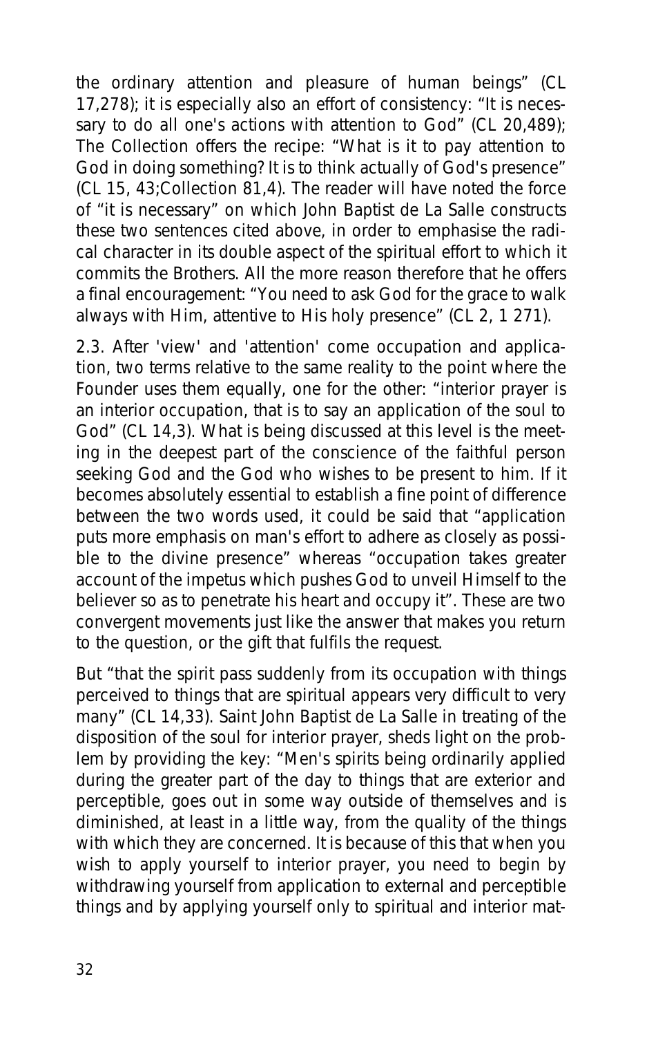the ordinary attention and pleasure of human beings" (CL 17,278); it is especially also an effort of consistency: "It is necessary to do all one's actions with attention to God" (CL 20,489); The Collection offers the recipe: "What is it to pay attention to God in doing something? It is to think actually of God's presence" (CL 15, 43;Collection 81,4). The reader will have noted the force of "it is necessary" on which John Baptist de La Salle constructs these two sentences cited above, in order to emphasise the radical character in its double aspect of the spiritual effort to which it commits the Brothers. All the more reason therefore that he offers a final encouragement: "You need to ask God for the grace to walk always with Him, attentive to His holy presence" (CL 2, 1 271).

2.3. After 'view' and 'attention' come occupation and application, two terms relative to the same reality to the point where the Founder uses them equally, one for the other: "interior prayer is an interior occupation, that is to say an application of the soul to God" (CL 14,3). What is being discussed at this level is the meeting in the deepest part of the conscience of the faithful person seeking God and the God who wishes to be present to him. If it becomes absolutely essential to establish a fine point of difference between the two words used, it could be said that "application puts more emphasis on man's effort to adhere as closely as possible to the divine presence" whereas "occupation takes greater account of the impetus which pushes God to unveil Himself to the believer so as to penetrate his heart and occupy it". These are two convergent movements just like the answer that makes you return to the question, or the gift that fulfils the request.

But "that the spirit pass suddenly from its occupation with things perceived to things that are spiritual appears very difficult to very many" (CL 14,33). Saint John Baptist de La Salle in treating of the disposition of the soul for interior prayer, sheds light on the problem by providing the key: "Men's spirits being ordinarily applied during the greater part of the day to things that are exterior and perceptible, goes out in some way outside of themselves and is diminished, at least in a little way, from the quality of the things with which they are concerned. It is because of this that when you wish to apply yourself to interior prayer, you need to begin by withdrawing yourself from application to external and perceptible things and by applying yourself only to spiritual and interior mat-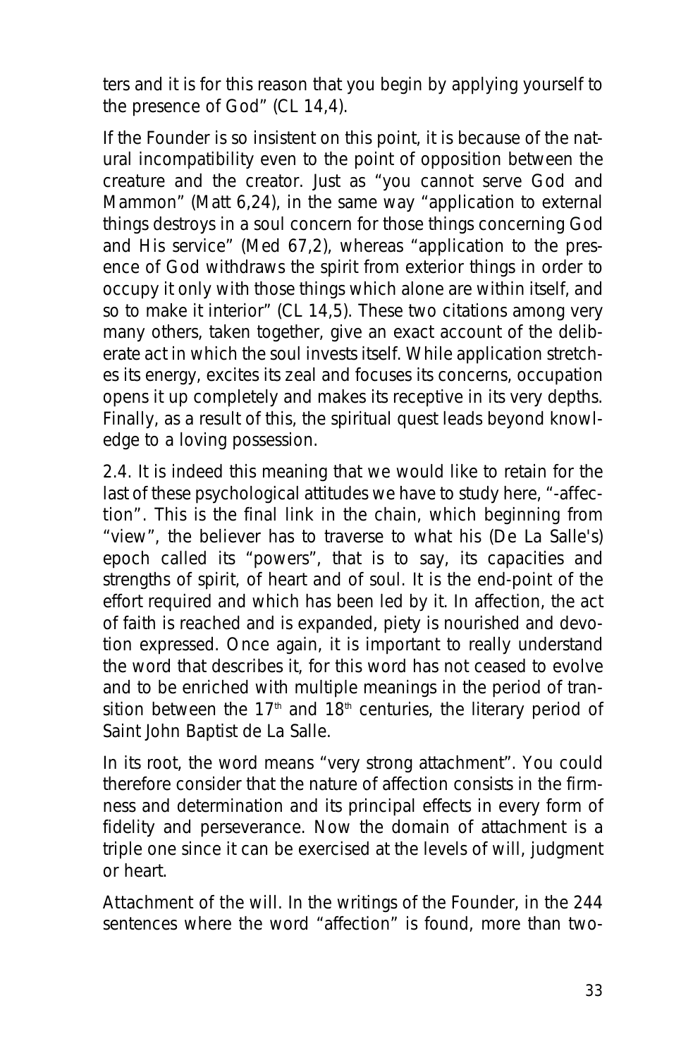ters and it is for this reason that you begin by applying yourself to the presence of God" (CL 14,4).

If the Founder is so insistent on this point, it is because of the natural incompatibility even to the point of opposition between the creature and the creator. Just as "you cannot serve God and Mammon" (Matt 6,24), in the same way "application to external things destroys in a soul concern for those things concerning God and His service" (Med 67,2), whereas "application to the presence of God withdraws the spirit from exterior things in order to occupy it only with those things which alone are within itself, and so to make it interior" (CL 14,5). These two citations among very many others, taken together, give an exact account of the deliberate act in which the soul invests itself. While application stretches its energy, excites its zeal and focuses its concerns, occupation opens it up completely and makes its receptive in its very depths. Finally, as a result of this, the spiritual quest leads beyond knowledge to a loving possession.

2.4. It is indeed this meaning that we would like to retain for the last of these psychological attitudes we have to study here, "-affection". This is the final link in the chain, which beginning from "view", the believer has to traverse to what his (De La Salle's) epoch called its "powers", that is to say, its capacities and strengths of spirit, of heart and of soul. It is the end-point of the effort required and which has been led by it. In affection, the act of faith is reached and is expanded, piety is nourished and devotion expressed. Once again, it is important to really understand the word that describes it, for this word has not ceased to evolve and to be enriched with multiple meanings in the period of transition between the 17th and 18th centuries, the literary period of Saint John Baptist de La Salle.

In its root, the word means "very strong attachment". You could therefore consider that the nature of affection consists in the firmness and determination and its principal effects in every form of fidelity and perseverance. Now the domain of attachment is a triple one since it can be exercised at the levels of will, judgment or heart.

Attachment of the will. In the writings of the Founder, in the 244 sentences where the word "affection" is found, more than two-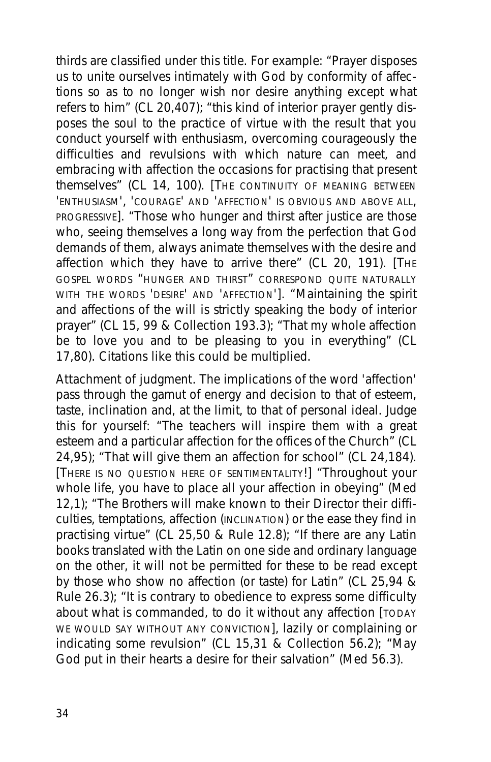thirds are classified under this title. For example: "Prayer disposes us to unite ourselves intimately with God by conformity of affections so as to no longer wish nor desire anything except what refers to him" (CL 20,407); "this kind of interior prayer gently disposes the soul to the practice of virtue with the result that you conduct yourself with enthusiasm, overcoming courageously the difficulties and revulsions with which nature can meet, and embracing with affection the occasions for practising that present themselves" (CL 14, 100). [THE CONTINUITY OF MEANING BETWEEN 'ENTHUSIASM', 'COURAGE' AND 'AFFECTION' IS OBVIOUS AND ABOVE ALL, PROGRESSIVE]. "Those who hunger and thirst after justice are those who, seeing themselves a long way from the perfection that God demands of them, always animate themselves with the desire and affection which they have to arrive there" (CL 20, 191). [THE GOSPEL WORDS "HUNGER AND THIRST" CORRESPOND QUITE NATURALLY WITH THE WORDS 'DESIRE' AND 'AFFECTION']. "Maintaining the spirit and affections of the will is strictly speaking the body of interior prayer" (CL 15, 99 & Collection 193.3); "That my whole affection be to love you and to be pleasing to you in everything" (CL 17,80). Citations like this could be multiplied.

*Attachment of judgment*. The implications of the word 'affection' pass through the gamut of energy and decision to that of esteem, taste, inclination and, at the limit, to that of personal ideal. Judge this for yourself: "The teachers will inspire them with a great esteem and a particular affection for the offices of the Church" (CL 24,95); "That will give them an affection for school" (CL 24,184). [THERE IS NO QUESTION HERE OF SENTIMENTALITY!] "Throughout your whole life, you have to place all your affection in obeying" (Med 12,1); "The Brothers will make known to their Director their difficulties, temptations, affection (INCLINATION) or the ease they find in practising virtue" (CL 25,50 & Rule 12.8); "If there are any Latin books translated with the Latin on one side and ordinary language on the other, it will not be permitted for these to be read except by those who show no affection (or taste) for Latin" (CL 25,94 & Rule 26.3); "It is contrary to obedience to express some difficulty about what is commanded, to do it without any affection [TODAY WE WOULD SAY WITHOUT ANY CONVICTION], lazily or complaining or indicating some revulsion" (CL 15,31 & Collection 56.2); "May God put in their hearts a desire for their salvation" (Med 56.3).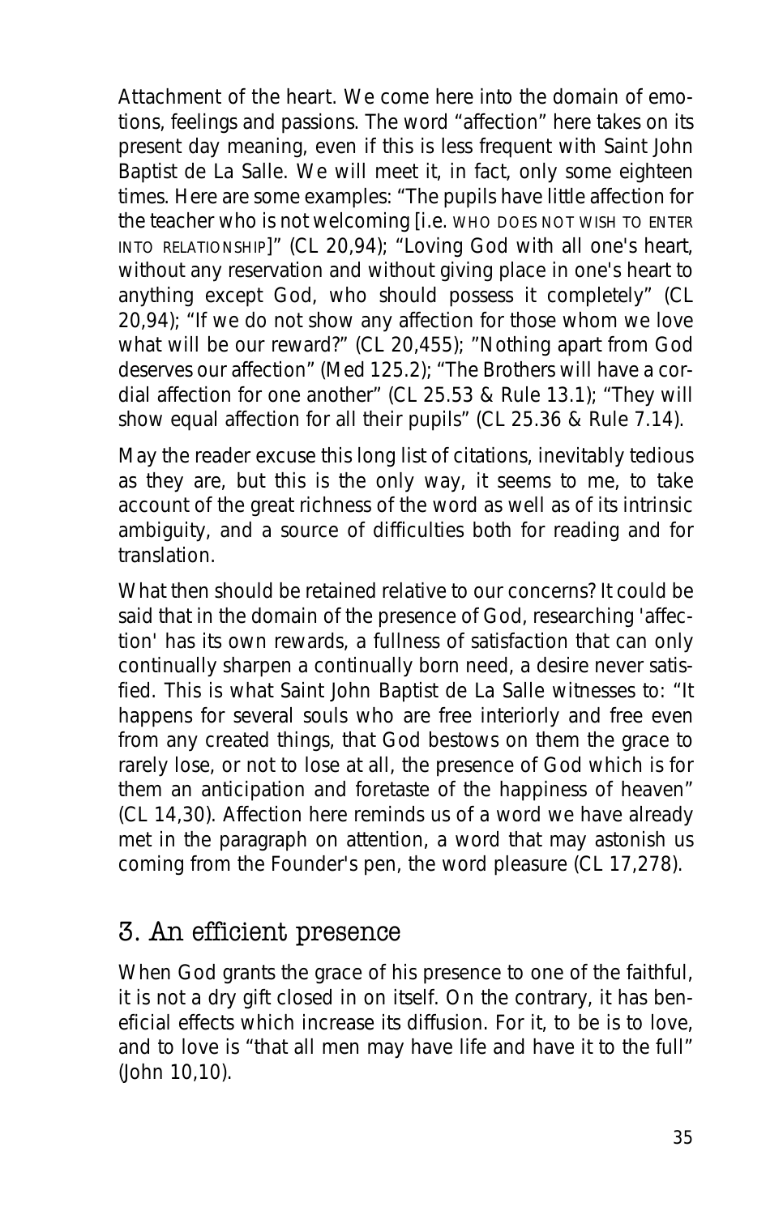Attachment of the heart. We come here into the domain of emotions, feelings and passions. The word "affection" here takes on its present day meaning, even if this is less frequent with Saint John Baptist de La Salle. We will meet it, in fact, only some eighteen times. Here are some examples: "The pupils have little affection for the teacher who is not welcoming [i.e. WHO DOES NOT WISH TO ENTER INTO RELATIONSHIP]" (CL 20,94); "Loving God with all one's heart, without any reservation and without giving place in one's heart to anything except God, who should possess it completely" (CL 20,94); "If we do not show any affection for those whom we love what will be our reward?" (CL 20,455); "Nothing apart from God deserves our affection" (Med 125.2); "The Brothers will have a cordial affection for one another" (CL 25.53 & Rule 13.1); "They will show equal affection for all their pupils" (CL 25.36 & Rule 7.14).

May the reader excuse this long list of citations, inevitably tedious as they are, but this is the only way, it seems to me, to take account of the great richness of the word as well as of its intrinsic ambiguity, and a source of difficulties both for reading and for translation.

What then should be retained relative to our concerns? It could be said that in the domain of the presence of God, researching 'affection' has its own rewards, a fullness of satisfaction that can only continually sharpen a continually born need, a desire never satisfied. This is what Saint John Baptist de La Salle witnesses to: "It happens for several souls who are free interiorly and free even from any created things, that God bestows on them the grace to rarely lose, or not to lose at all, the presence of God which is for them an anticipation and foretaste of the happiness of heaven" (CL 14,30). Affection here reminds us of a word we have already met in the paragraph on attention, a word that may astonish us coming from the Founder's pen, the word pleasure (CL 17,278).

## 3. An efficient presence

When God grants the grace of his presence to one of the faithful, it is not a dry gift closed in on itself. On the contrary, it has beneficial effects which increase its diffusion. For it, to be is to love, and to love is "that all men may have life and have it to the full" (John 10,10).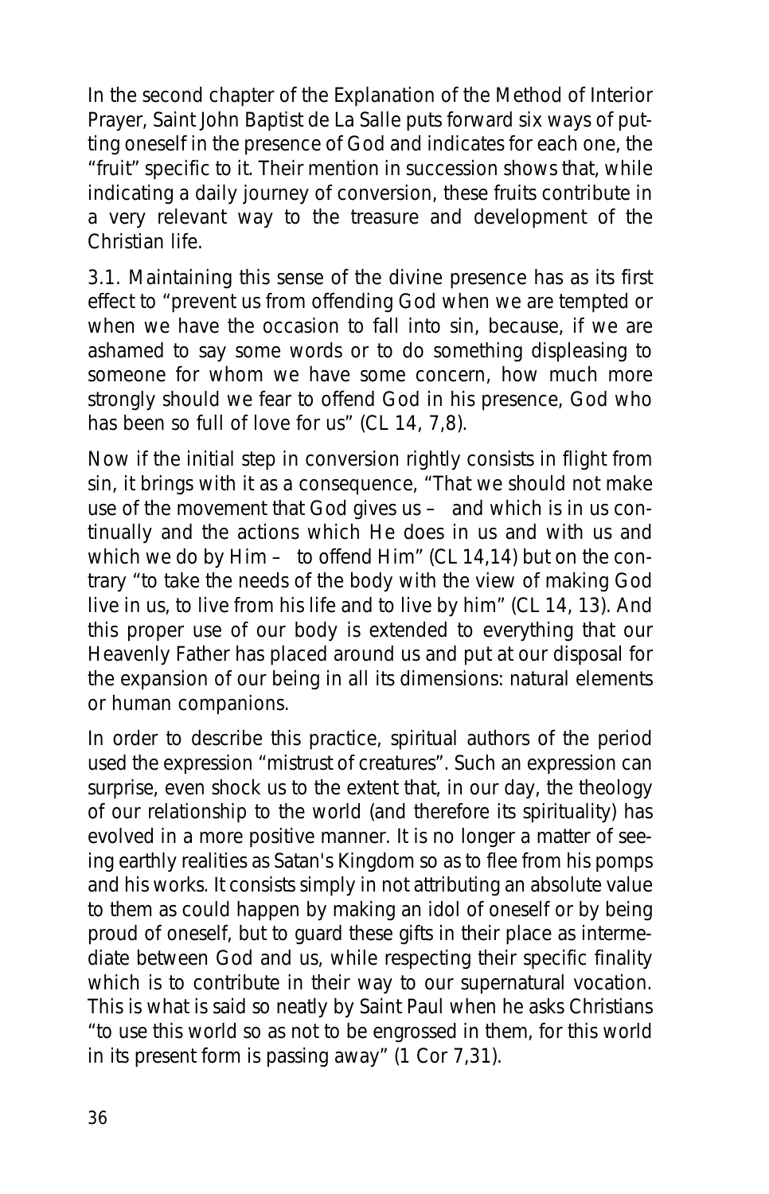In the second chapter of the Explanation of the Method of Interior Prayer, Saint John Baptist de La Salle puts forward six ways of putting oneself in the presence of God and indicates for each one, the "fruit" specific to it. Their mention in succession shows that, while indicating a daily journey of conversion, these fruits contribute in a very relevant way to the treasure and development of the Christian life.

3.1. Maintaining this sense of the divine presence has as its first effect to "prevent us from offending God when we are tempted or when we have the occasion to fall into sin, because, if we are ashamed to say some words or to do something displeasing to someone for whom we have some concern, how much more strongly should we fear to offend God in his presence, God who has been so full of love for us" (CL 14, 7,8).

Now if the initial step in conversion rightly consists in flight from sin, it brings with it as a consequence, "That we should not make use of the movement that God gives us – and which is in us continually and the actions which He does in us and with us and which we do by Him – to offend Him" (CL 14,14) but on the contrary "to take the needs of the body with the view of making God live in us, to live from his life and to live by him" (CL 14, 13). And this proper use of our body is extended to everything that our Heavenly Father has placed around us and put at our disposal for the expansion of our being in all its dimensions: natural elements or human companions.

In order to describe this practice, spiritual authors of the period used the expression "mistrust of creatures". Such an expression can surprise, even shock us to the extent that, in our day, the theology of our relationship to the world (and therefore its spirituality) has evolved in a more positive manner. It is no longer a matter of seeing earthly realities as Satan's Kingdom so as to flee from his pomps and his works. It consists simply in not attributing an absolute value to them as could happen by making an idol of oneself or by being proud of oneself, but to guard these gifts in their place as intermediate between God and us, while respecting their specific finality which is to contribute in their way to our supernatural vocation. This is what is said so neatly by Saint Paul when he asks Christians "to use this world so as not to be engrossed in them, for this world in its present form is passing away" (1 Cor 7,31).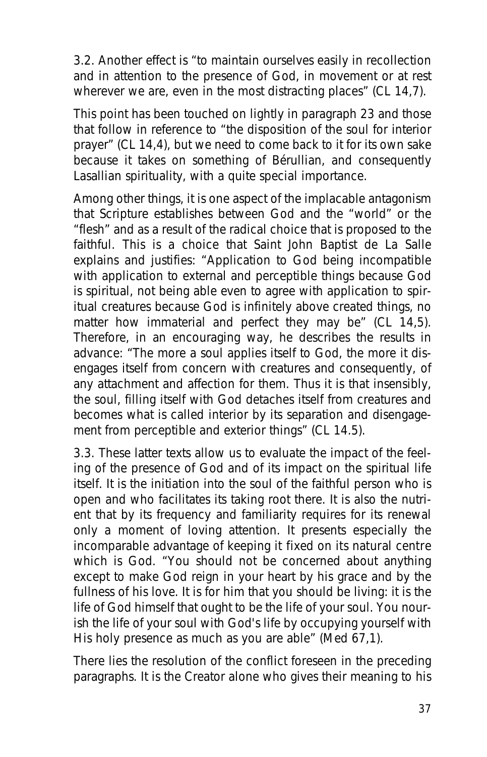3.2. Another effect is "to maintain ourselves easily in recollection and in attention to the presence of God, in movement or at rest wherever we are, even in the most distracting places" (CL 14,7).

This point has been touched on lightly in paragraph 23 and those that follow in reference to "the disposition of the soul for interior prayer" (CL 14,4), but we need to come back to it for its own sake because it takes on something of Bérullian, and consequently Lasallian spirituality, with a quite special importance.

Among other things, it is one aspect of the implacable antagonism that Scripture establishes between God and the "world" or the "flesh" and as a result of the radical choice that is proposed to the faithful. This is a choice that Saint John Baptist de La Salle explains and justifies: "Application to God being incompatible with application to external and perceptible things because God is spiritual, not being able even to agree with application to spiritual creatures because God is infinitely above created things, no matter how immaterial and perfect they may be" (CL 14,5). Therefore, in an encouraging way, he describes the results in advance: "The more a soul applies itself to God, the more it disengages itself from concern with creatures and consequently, of any attachment and affection for them. Thus it is that insensibly, the soul, filling itself with God detaches itself from creatures and becomes what is called interior by its separation and disengagement from perceptible and exterior things" (CL 14.5).

3.3. These latter texts allow us to evaluate the impact of the feeling of the presence of God and of its impact on the spiritual life itself. It is the initiation into the soul of the faithful person who is open and who facilitates its taking root there. It is also the nutrient that by its frequency and familiarity requires for its renewal only a moment of loving attention. It presents especially the incomparable advantage of keeping it fixed on its natural centre which is God. "You should not be concerned about anything except to make God reign in your heart by his grace and by the fullness of his love. It is for him that you should be living: it is the life of God himself that ought to be the life of your soul. You nourish the life of your soul with God's life by occupying yourself with His holy presence as much as you are able" (Med 67,1).

There lies the resolution of the conflict foreseen in the preceding paragraphs. It is the Creator alone who gives their meaning to his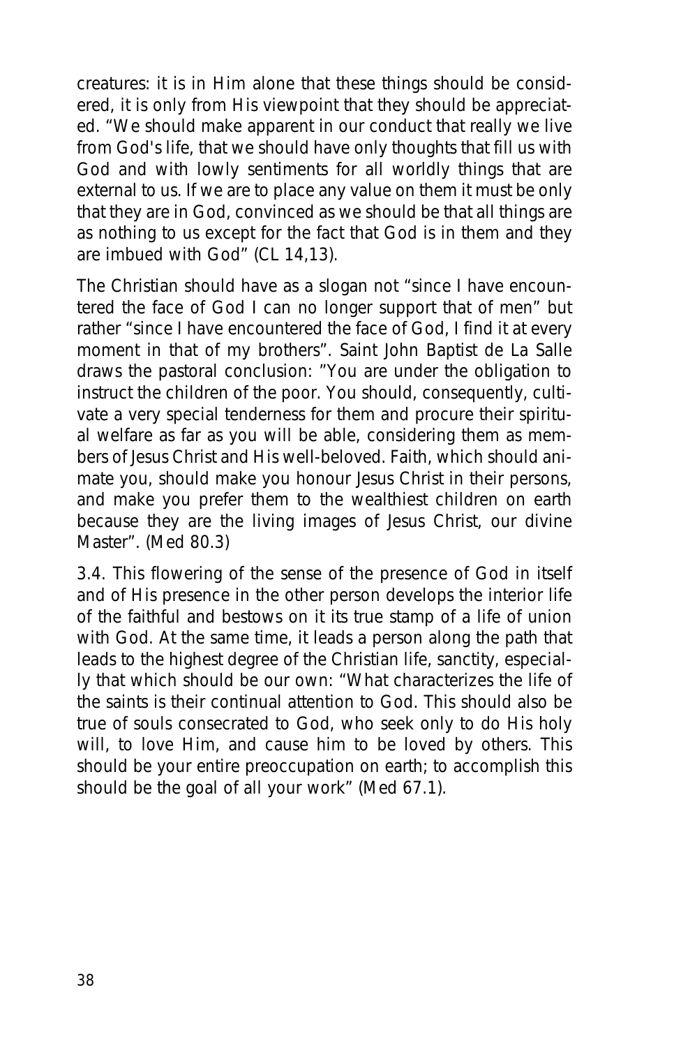creatures: it is in Him alone that these things should be considered, it is only from His viewpoint that they should be appreciated. "We should make apparent in our conduct that really we live from God's life, that we should have only thoughts that fill us with God and with lowly sentiments for all worldly things that are external to us. If we are to place any value on them it must be only that they are in God, convinced as we should be that all things are as nothing to us except for the fact that God is in them and they are imbued with God" (CL 14,13).

The Christian should have as a slogan not "since I have encountered the face of God I can no longer support that of men" but rather "since I have encountered the face of God, I find it at every moment in that of my brothers". Saint John Baptist de La Salle draws the pastoral conclusion: "You are under the obligation to instruct the children of the poor. You should, consequently, cultivate a very special tenderness for them and procure their spiritual welfare as far as you will be able, considering them as members of Jesus Christ and His well-beloved. Faith, which should animate you, should make you honour Jesus Christ in their persons, and make you prefer them to the wealthiest children on earth because they are the living images of Jesus Christ, our divine Master". (Med 80.3)

3.4. This flowering of the sense of the presence of God in itself and of His presence in the other person develops the interior life of the faithful and bestows on it its true stamp of a life of union with God. At the same time, it leads a person along the path that leads to the highest degree of the Christian life, sanctity, especially that which should be our own: "What characterizes the life of the saints is their continual attention to God. This should also be true of souls consecrated to God, who seek only to do His holy will, to love Him, and cause him to be loved by others. This should be your entire preoccupation on earth; to accomplish this should be the goal of all your work" (Med 67.1).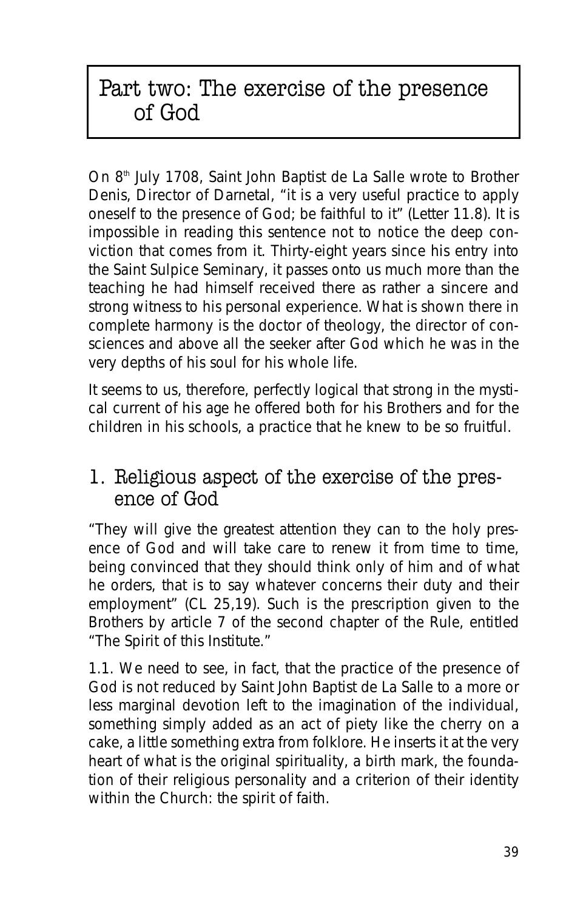# Part two: The exercise of the presence of God

On 8th July 1708, Saint John Baptist de La Salle wrote to Brother Denis, Director of Darnetal, "it is a very useful practice to apply oneself to the presence of God; be faithful to it" (Letter 11.8). It is impossible in reading this sentence not to notice the deep conviction that comes from it. Thirty-eight years since his entry into the Saint Sulpice Seminary, it passes onto us much more than the teaching he had himself received there as rather a sincere and strong witness to his personal experience. What is shown there in complete harmony is the doctor of theology, the director of consciences and above all the seeker after God which he was in the very depths of his soul for his whole life.

It seems to us, therefore, perfectly logical that strong in the mystical current of his age he offered both for his Brothers and for the children in his schools, a practice that he knew to be so fruitful.

## 1. Religious aspect of the exercise of the presence of God

"They will give the greatest attention they can to the holy presence of God and will take care to renew it from time to time, being convinced that they should think only of him and of what he orders, that is to say whatever concerns their duty and their employment" (CL 25,19). Such is the prescription given to the Brothers by article 7 of the second chapter of the Rule, entitled "The Spirit of this Institute."

1.1. We need to see, in fact, that the practice of the presence of God is not reduced by Saint John Baptist de La Salle to a more or less marginal devotion left to the imagination of the individual, something simply added as an act of piety like the cherry on a cake, a little something extra from folklore. He inserts it at the very heart of what is the original spirituality, a birth mark, the foundation of their religious personality and a criterion of their identity within the Church: the spirit of faith.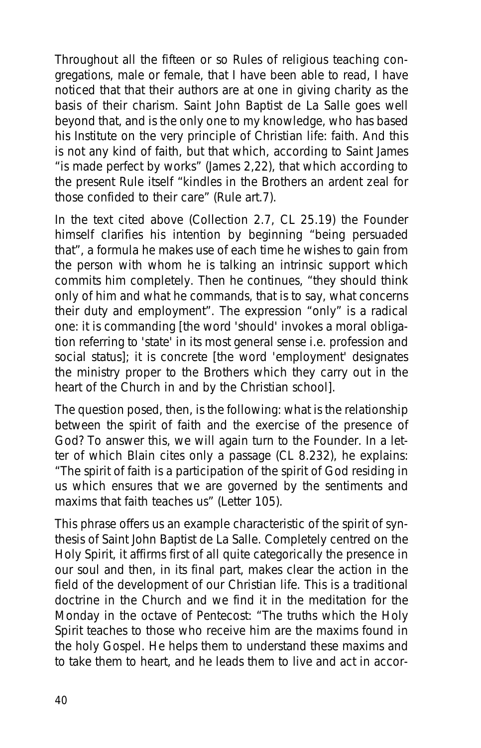Throughout all the fifteen or so Rules of religious teaching congregations, male or female, that I have been able to read, I have noticed that that their authors are at one in giving charity as the basis of their charism. Saint John Baptist de La Salle goes well beyond that, and is the only one to my knowledge, who has based his Institute on the very principle of Christian life: faith. And this is not any kind of faith, but that which, according to Saint James "is made perfect by works" (James 2,22), that which according to the present Rule itself "kindles in the Brothers an ardent zeal for those confided to their care" (Rule art.7).

In the text cited above (Collection 2.7, CL 25.19) the Founder himself clarifies his intention by beginning "being persuaded that", a formula he makes use of each time he wishes to gain from the person with whom he is talking an intrinsic support which commits him completely. Then he continues, "they should think only of him and what he commands, that is to say, what concerns their duty and employment". The expression "only" is a radical one: it is commanding [the word 'should' invokes a moral obligation referring to 'state' in its most general sense i.e. profession and social status]; it is concrete [the word 'employment' designates the ministry proper to the Brothers which they carry out in the heart of the Church in and by the Christian school].

The question posed, then, is the following: what is the relationship between the spirit of faith and the exercise of the presence of God? To answer this, we will again turn to the Founder. In a letter of which Blain cites only a passage (CL 8.232), he explains: "The spirit of faith is a participation of the spirit of God residing in us which ensures that we are governed by the sentiments and maxims that faith teaches us" (Letter 105).

This phrase offers us an example characteristic of the spirit of synthesis of Saint John Baptist de La Salle. Completely centred on the Holy Spirit, it affirms first of all quite categorically the presence in our soul and then, in its final part, makes clear the action in the field of the development of our Christian life. This is a traditional doctrine in the Church and we find it in the meditation for the Monday in the octave of Pentecost: "The truths which the Holy Spirit teaches to those who receive him are the maxims found in the holy Gospel. He helps them to understand these maxims and to take them to heart, and he leads them to live and act in accor-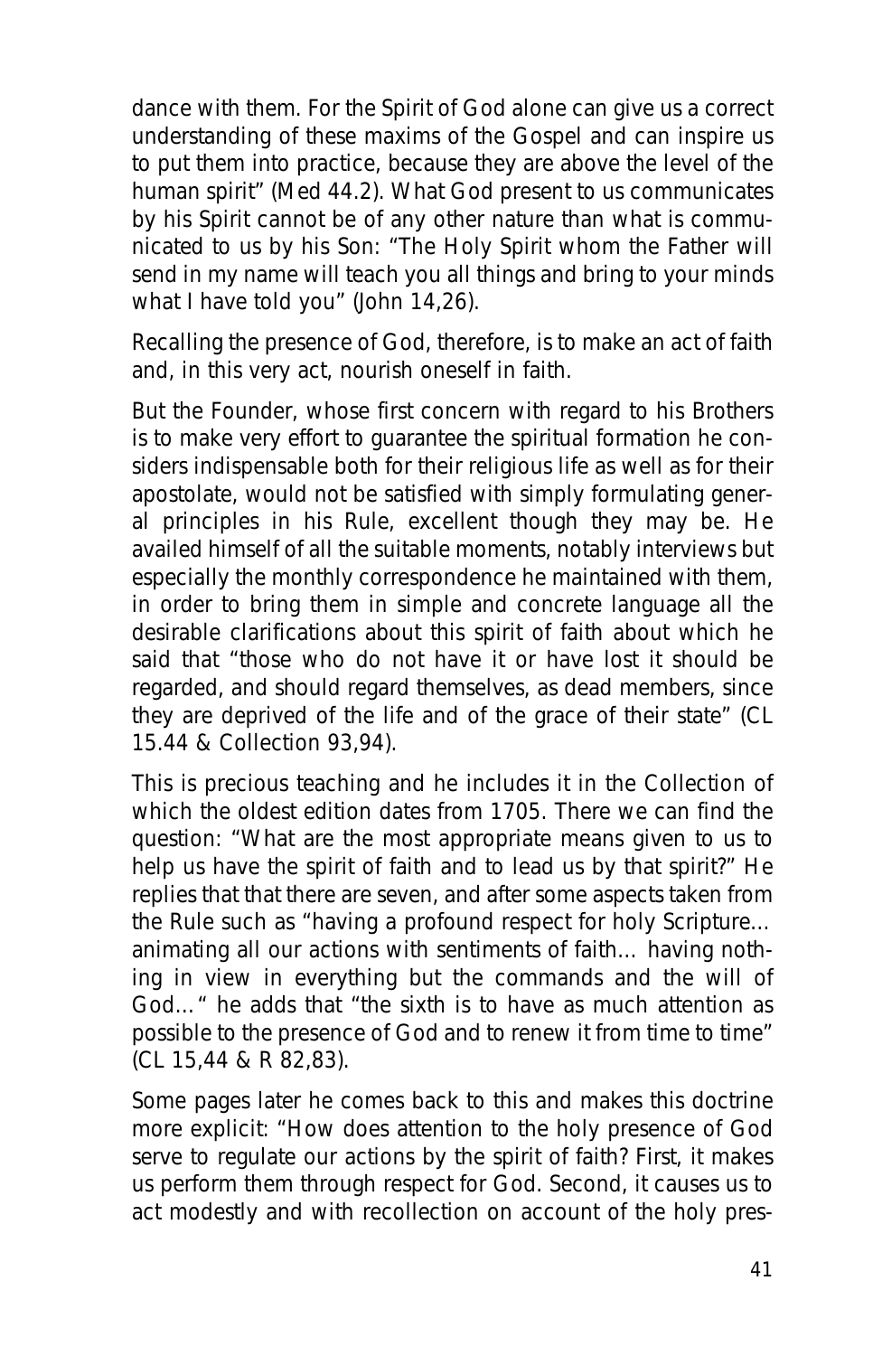dance with them. For the Spirit of God alone can give us a correct understanding of these maxims of the Gospel and can inspire us to put them into practice, because they are above the level of the human spirit" (Med 44.2). What God present to us communicates by his Spirit cannot be of any other nature than what is communicated to us by his Son: "The Holy Spirit whom the Father will send in my name will teach you all things and bring to your minds what I have told you" (John 14,26).

Recalling the presence of God, therefore, is to make an act of faith and, in this very act, nourish oneself in faith.

But the Founder, whose first concern with regard to his Brothers is to make very effort to guarantee the spiritual formation he considers indispensable both for their religious life as well as for their apostolate, would not be satisfied with simply formulating general principles in his Rule, excellent though they may be. He availed himself of all the suitable moments, notably interviews but especially the monthly correspondence he maintained with them, in order to bring them in simple and concrete language all the desirable clarifications about this spirit of faith about which he said that "those who do not have it or have lost it should be regarded, and should regard themselves, as dead members, since they are deprived of the life and of the grace of their state" (CL 15.44 & Collection 93,94).

This is precious teaching and he includes it in the Collection of which the oldest edition dates from 1705. There we can find the question: "What are the most appropriate means given to us to help us have the spirit of faith and to lead us by that spirit?" He replies that that there are seven, and after some aspects taken from the Rule such as "having a profound respect for holy Scripture… animating all our actions with sentiments of faith… having nothing in view in everything but the commands and the will of God…" he adds that "the sixth is to have as much attention as possible to the presence of God and to renew it from time to time" (CL 15,44 & R 82,83).

Some pages later he comes back to this and makes this doctrine more explicit: "How does attention to the holy presence of God serve to regulate our actions by the spirit of faith? First, it makes us perform them through respect for God. Second, it causes us to act modestly and with recollection on account of the holy pres-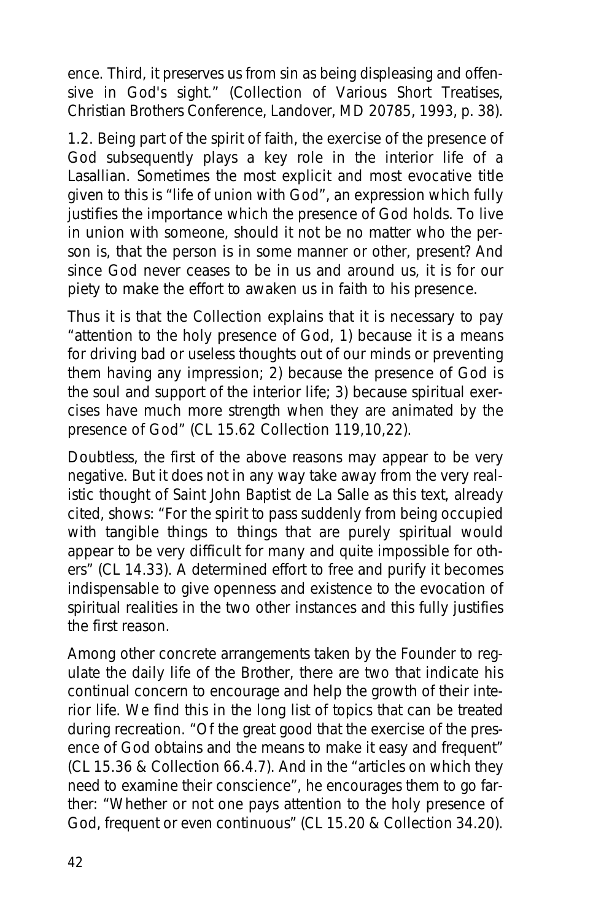ence. Third, it preserves us from sin as being displeasing and offensive in God's sight." (Collection of Various Short Treatises, Christian Brothers Conference, Landover, MD 20785, 1993, p. 38).

1.2. Being part of the spirit of faith, the exercise of the presence of God subsequently plays a key role in the interior life of a Lasallian. Sometimes the most explicit and most evocative title given to this is "life of union with God", an expression which fully justifies the importance which the presence of God holds. To live in union with someone, should it not be no matter who the person is, that the person is in some manner or other, present? And since God never ceases to be in us and around us, it is for our piety to make the effort to awaken us in faith to his presence.

Thus it is that the Collection explains that it is necessary to pay "attention to the holy presence of God, 1) because it is a means for driving bad or useless thoughts out of our minds or preventing them having any impression; 2) because the presence of God is the soul and support of the interior life; 3) because spiritual exercises have much more strength when they are animated by the presence of God" (CL 15.62 Collection 119,10,22).

Doubtless, the first of the above reasons may appear to be very negative. But it does not in any way take away from the very realistic thought of Saint John Baptist de La Salle as this text, already cited, shows: "For the spirit to pass suddenly from being occupied with tangible things to things that are purely spiritual would appear to be very difficult for many and quite impossible for others" (CL 14.33). A determined effort to free and purify it becomes indispensable to give openness and existence to the evocation of spiritual realities in the two other instances and this fully justifies the first reason.

Among other concrete arrangements taken by the Founder to regulate the daily life of the Brother, there are two that indicate his continual concern to encourage and help the growth of their interior life. We find this in the long list of topics that can be treated during recreation. "Of the great good that the exercise of the presence of God obtains and the means to make it easy and frequent" (CL 15.36 & Collection 66.4.7). And in the "articles on which they need to examine their conscience", he encourages them to go farther: "Whether or not one pays attention to the holy presence of God, frequent or even continuous" (CL 15.20 & Collection 34.20).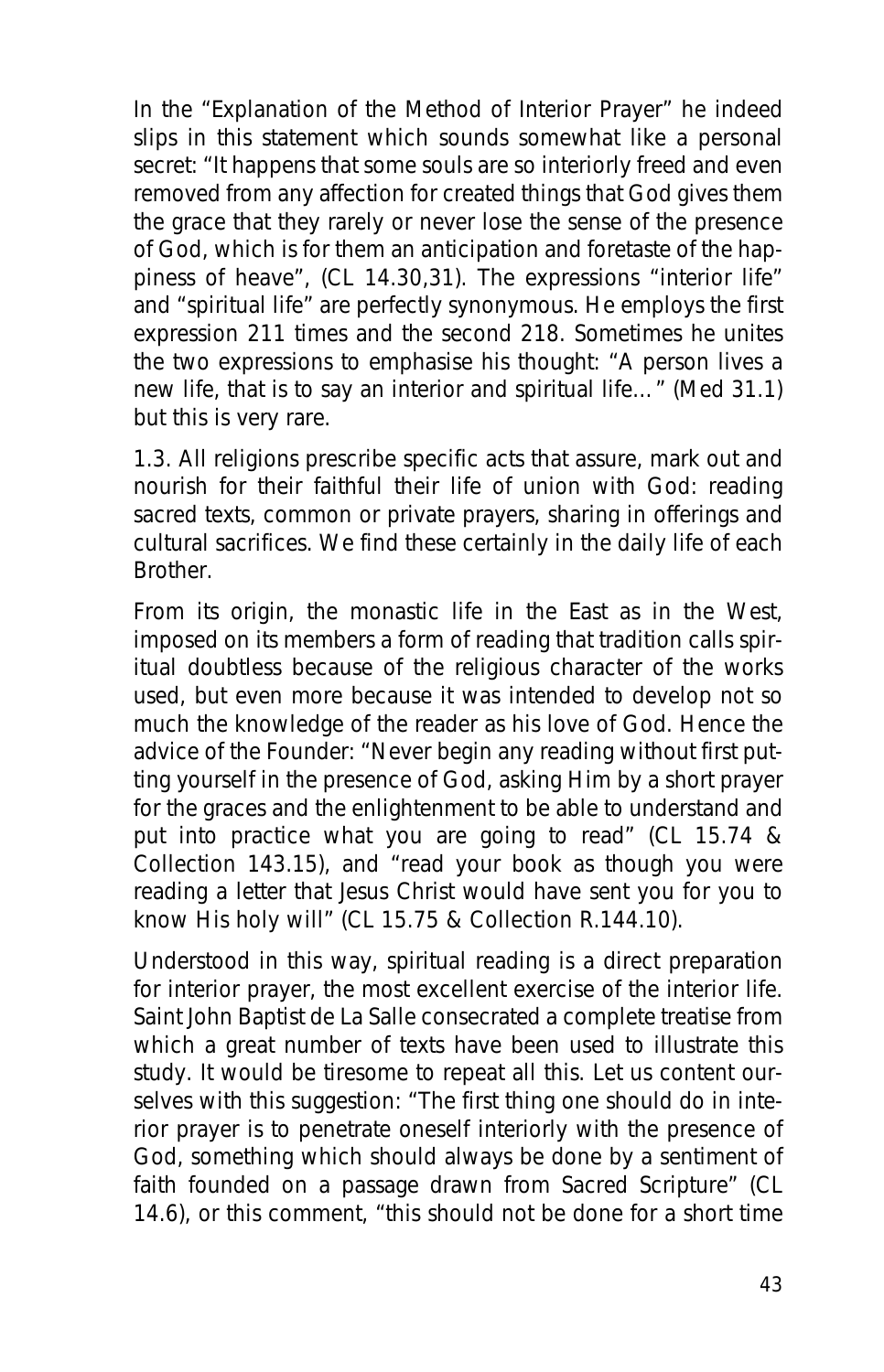In the "Explanation of the Method of Interior Prayer" he indeed slips in this statement which sounds somewhat like a personal secret: "It happens that some souls are so interiorly freed and even removed from any affection for created things that God gives them the grace that they rarely or never lose the sense of the presence of God, which is for them an anticipation and foretaste of the happiness of heave", (CL 14.30,31). The expressions "interior life" and "spiritual life" are perfectly synonymous. He employs the first expression 211 times and the second 218. Sometimes he unites the two expressions to emphasise his thought: "A person lives a new life, that is to say an interior and spiritual life..." (Med 31.1) but this is very rare.

1.3. All religions prescribe specific acts that assure, mark out and nourish for their faithful their life of union with God: reading sacred texts, common or private prayers, sharing in offerings and cultural sacrifices. We find these certainly in the daily life of each Brother.

From its origin, the monastic life in the East as in the West, imposed on its members a form of reading that tradition calls spiritual doubtless because of the religious character of the works used, but even more because it was intended to develop not so much the knowledge of the reader as his love of God. Hence the advice of the Founder: "Never begin any reading without first putting yourself in the presence of God, asking Him by a short prayer for the graces and the enlightenment to be able to understand and put into practice what you are going to read" (CL 15.74 & Collection 143.15), and "read your book as though you were reading a letter that Jesus Christ would have sent you for you to know His holy will" (CL 15.75 & Collection R.144.10).

Understood in this way, spiritual reading is a direct preparation for interior prayer, the most excellent exercise of the interior life. Saint John Baptist de La Salle consecrated a complete treatise from which a great number of texts have been used to illustrate this study. It would be tiresome to repeat all this. Let us content ourselves with this suggestion: "The first thing one should do in interior prayer is to penetrate oneself interiorly with the presence of God, something which should always be done by a sentiment of faith founded on a passage drawn from Sacred Scripture" (CL 14.6), or this comment, "this should not be done for a short time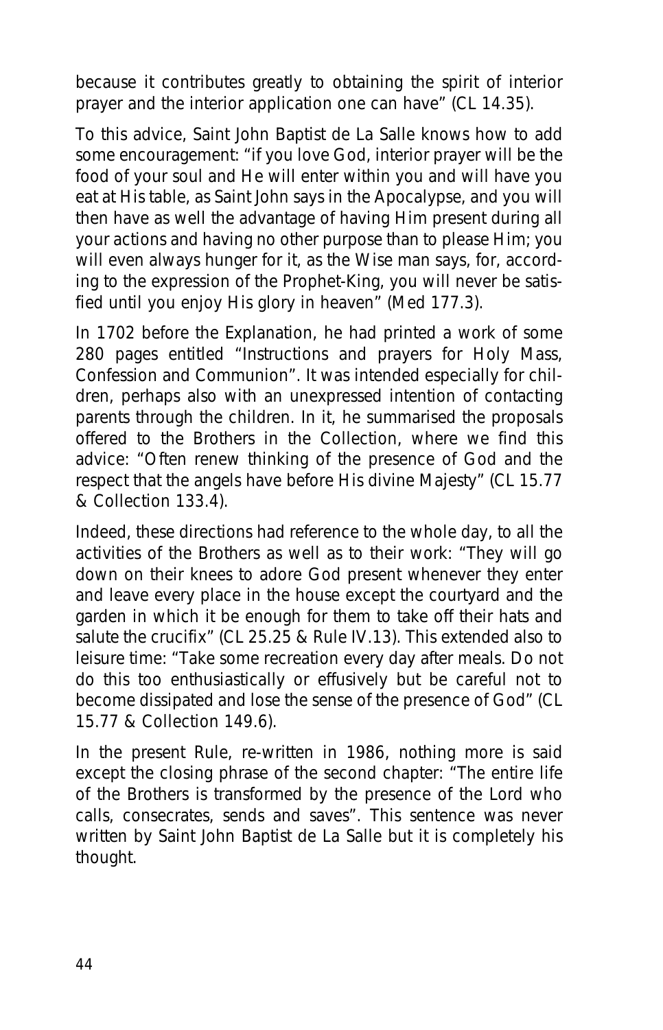because it contributes greatly to obtaining the spirit of interior prayer and the interior application one can have" (CL 14.35).

To this advice, Saint John Baptist de La Salle knows how to add some encouragement: "if you love God, interior prayer will be the food of your soul and He will enter within you and will have you eat at His table, as Saint John says in the Apocalypse, and you will then have as well the advantage of having Him present during all your actions and having no other purpose than to please Him; you will even always hunger for it, as the Wise man says, for, according to the expression of the Prophet-King, you will never be satisfied until you enjoy His glory in heaven" (Med 177.3).

In 1702 before the Explanation, he had printed a work of some 280 pages entitled "Instructions and prayers for Holy Mass, Confession and Communion". It was intended especially for children, perhaps also with an unexpressed intention of contacting parents through the children. In it, he summarised the proposals offered to the Brothers in the Collection, where we find this advice: "Often renew thinking of the presence of God and the respect that the angels have before His divine Majesty" (CL 15.77 & Collection 133.4).

Indeed, these directions had reference to the whole day, to all the activities of the Brothers as well as to their work: "They will go down on their knees to adore God present whenever they enter and leave every place in the house except the courtyard and the garden in which it be enough for them to take off their hats and salute the crucifix" (CL 25.25 & Rule IV.13). This extended also to leisure time: "Take some recreation every day after meals. Do not do this too enthusiastically or effusively but be careful not to become dissipated and lose the sense of the presence of God" (CL 15.77 & Collection 149.6).

In the present Rule, re-written in 1986, nothing more is said except the closing phrase of the second chapter: "The entire life of the Brothers is transformed by the presence of the Lord who calls, consecrates, sends and saves". This sentence was never written by Saint John Baptist de La Salle but it is completely his thought.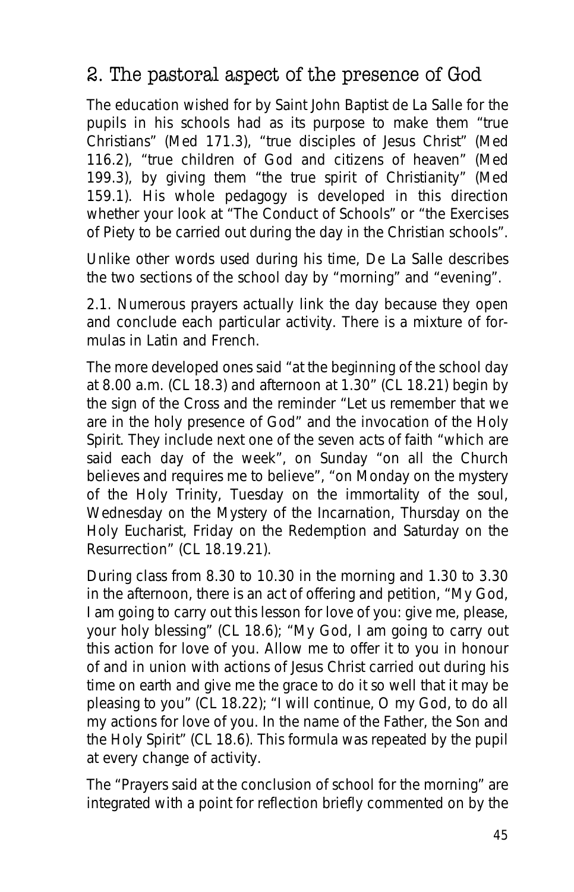## 2. The pastoral aspect of the presence of God

The education wished for by Saint John Baptist de La Salle for the pupils in his schools had as its purpose to make them "true Christians" (Med 171.3), "true disciples of Jesus Christ" (Med 116.2), "true children of God and citizens of heaven" (Med 199.3), by giving them "the true spirit of Christianity" (Med 159.1). His whole pedagogy is developed in this direction whether your look at "The Conduct of Schools" or "the Exercises of Piety to be carried out during the day in the Christian schools".

Unlike other words used during his time, De La Salle describes the two sections of the school day by "morning" and "evening".

2.1. Numerous prayers actually link the day because they open and conclude each particular activity. There is a mixture of formulas in Latin and French.

The more developed ones said "at the beginning of the school day at 8.00 a.m. (CL 18.3) and afternoon at 1.30" (CL 18.21) begin by the sign of the Cross and the reminder "Let us remember that we are in the holy presence of God" and the invocation of the Holy Spirit. They include next one of the seven acts of faith "which are said each day of the week", on Sunday "on all the Church believes and requires me to believe", "on Monday on the mystery of the Holy Trinity, Tuesday on the immortality of the soul, Wednesday on the Mystery of the Incarnation, Thursday on the Holy Eucharist, Friday on the Redemption and Saturday on the Resurrection" (CL 18.19.21).

During class from 8.30 to 10.30 in the morning and 1.30 to 3.30 in the afternoon, there is an act of offering and petition, "My God, I am going to carry out this lesson for love of you: give me, please, your holy blessing" (CL 18.6); "My God, I am going to carry out this action for love of you. Allow me to offer it to you in honour of and in union with actions of Jesus Christ carried out during his time on earth and give me the grace to do it so well that it may be pleasing to you" (CL 18.22); "I will continue, O my God, to do all my actions for love of you. In the name of the Father, the Son and the Holy Spirit" (CL 18.6). This formula was repeated by the pupil at every change of activity.

The "Prayers said at the conclusion of school for the morning" are integrated with a point for reflection briefly commented on by the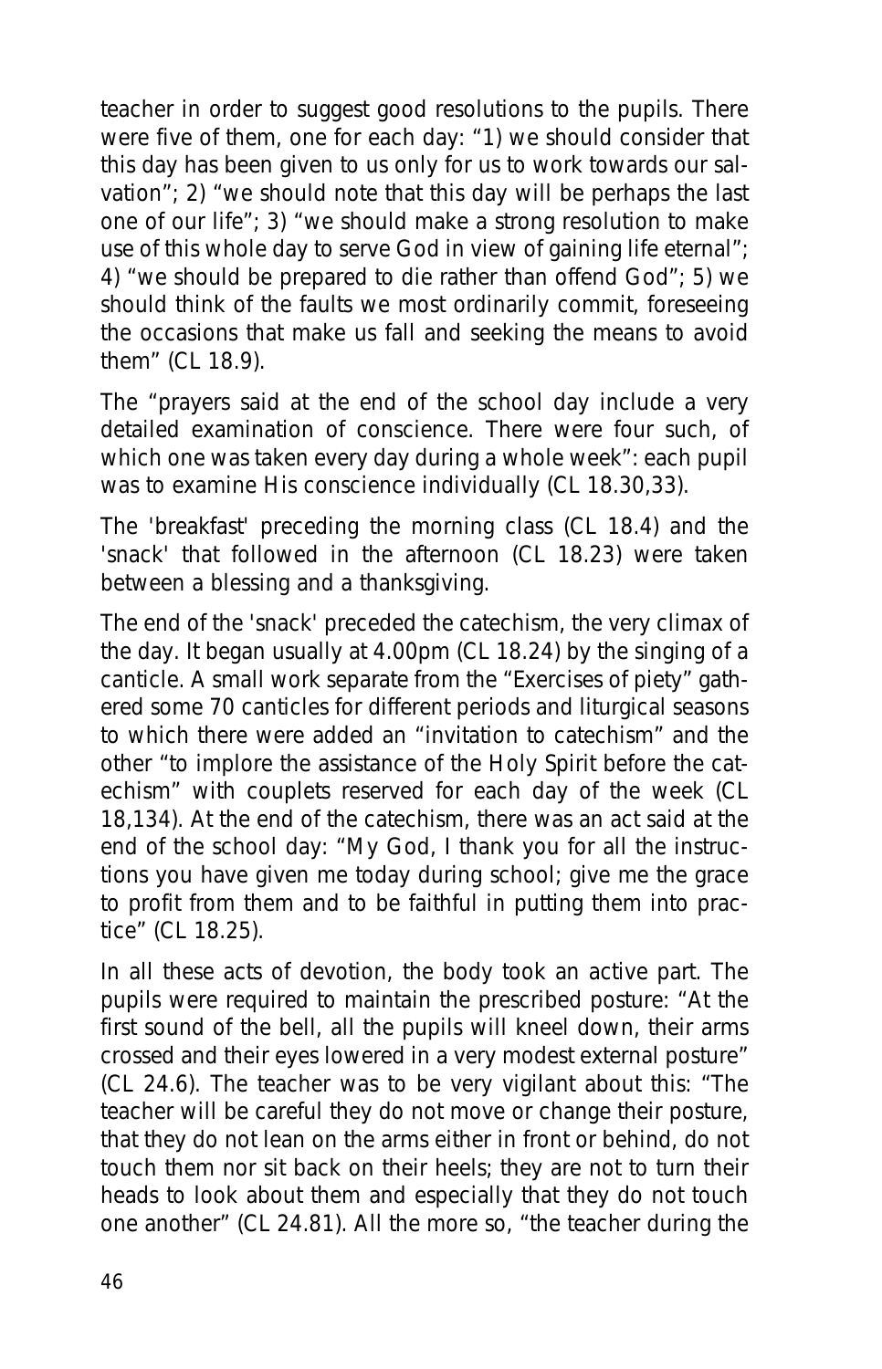teacher in order to suggest good resolutions to the pupils. There were five of them, one for each day: "1) we should consider that this day has been given to us only for us to work towards our salvation"; 2) "we should note that this day will be perhaps the last one of our life"; 3) "we should make a strong resolution to make use of this whole day to serve God in view of gaining life eternal"; 4) "we should be prepared to die rather than offend God"; 5) we should think of the faults we most ordinarily commit, foreseeing the occasions that make us fall and seeking the means to avoid them" (CL 18.9).

The "prayers said at the end of the school day include a very detailed examination of conscience. There were four such, of which one was taken every day during a whole week": each pupil was to examine His conscience individually (CL 18.30,33).

The 'breakfast' preceding the morning class (CL 18.4) and the 'snack' that followed in the afternoon (CL 18.23) were taken between a blessing and a thanksgiving.

The end of the 'snack' preceded the catechism, the very climax of the day. It began usually at 4.00pm (CL 18.24) by the singing of a canticle. A small work separate from the "Exercises of piety" gathered some 70 canticles for different periods and liturgical seasons to which there were added an "invitation to catechism" and the other "to implore the assistance of the Holy Spirit before the catechism" with couplets reserved for each day of the week (CL 18,134). At the end of the catechism, there was an act said at the end of the school day: "My God, I thank you for all the instructions you have given me today during school; give me the grace to profit from them and to be faithful in putting them into practice" (CL 18.25).

In all these acts of devotion, the body took an active part. The pupils were required to maintain the prescribed posture: "At the first sound of the bell, all the pupils will kneel down, their arms crossed and their eyes lowered in a very modest external posture" (CL 24.6). The teacher was to be very vigilant about this: "The teacher will be careful they do not move or change their posture, that they do not lean on the arms either in front or behind, do not touch them nor sit back on their heels; they are not to turn their heads to look about them and especially that they do not touch one another" (CL 24.81). All the more so, "the teacher during the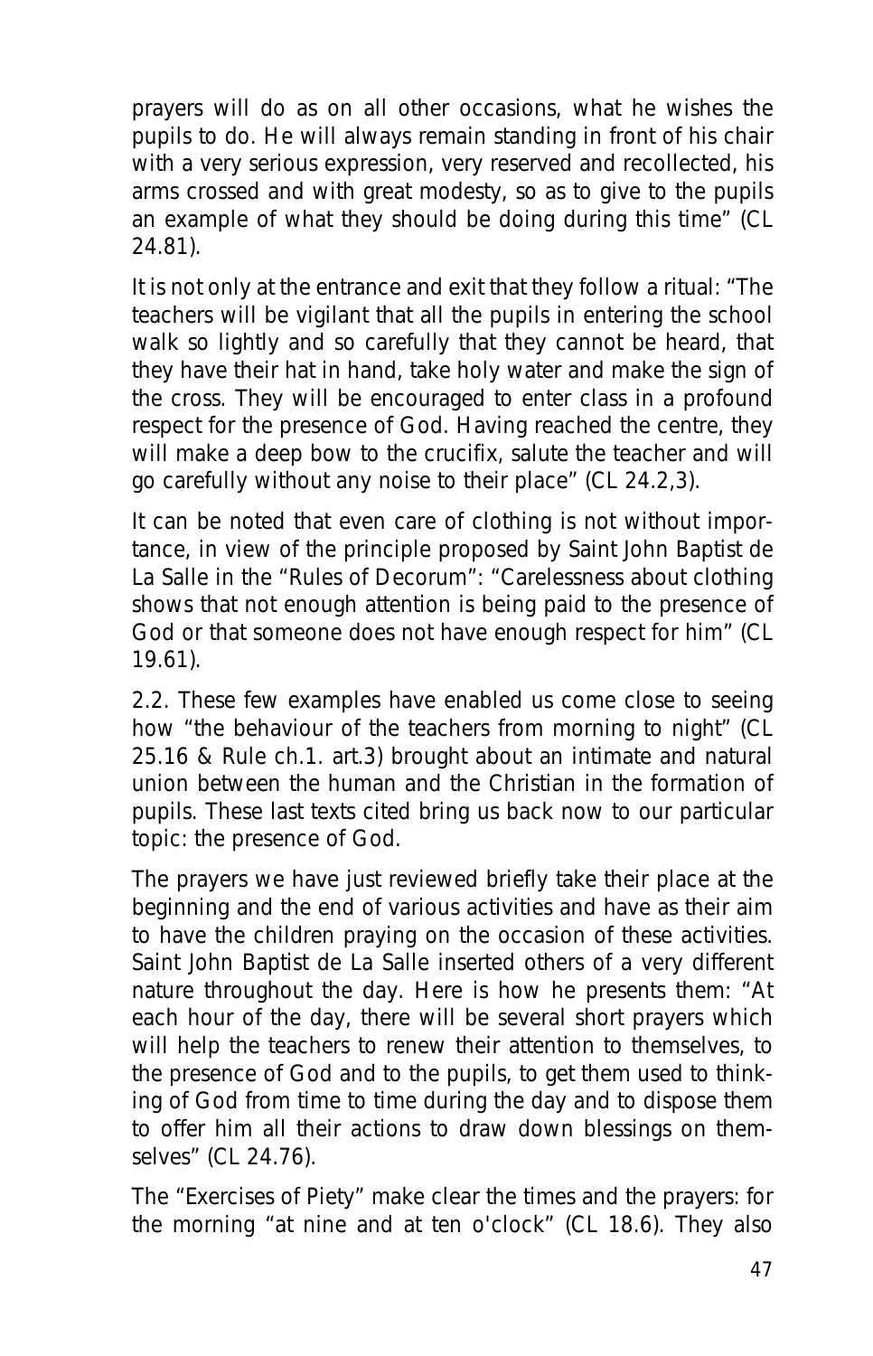prayers will do as on all other occasions, what he wishes the pupils to do. He will always remain standing in front of his chair with a very serious expression, very reserved and recollected, his arms crossed and with great modesty, so as to give to the pupils an example of what they should be doing during this time" (CL 24.81).

It is not only at the entrance and exit that they follow a ritual: "The teachers will be vigilant that all the pupils in entering the school walk so lightly and so carefully that they cannot be heard, that they have their hat in hand, take holy water and make the sign of the cross. They will be encouraged to enter class in a profound respect for the presence of God. Having reached the centre, they will make a deep bow to the crucifix, salute the teacher and will go carefully without any noise to their place" (CL 24.2,3).

It can be noted that even care of clothing is not without importance, in view of the principle proposed by Saint John Baptist de La Salle in the "Rules of Decorum": "Carelessness about clothing shows that not enough attention is being paid to the presence of God or that someone does not have enough respect for him" (CL 19.61).

2.2. These few examples have enabled us come close to seeing how "the behaviour of the teachers from morning to night" (CL 25.16 & Rule ch.1. art.3) brought about an intimate and natural union between the human and the Christian in the formation of pupils. These last texts cited bring us back now to our particular topic: the presence of God.

The prayers we have just reviewed briefly take their place at the beginning and the end of various activities and have as their aim to have the children praying on the occasion of these activities. Saint John Baptist de La Salle inserted others of a very different nature throughout the day. Here is how he presents them: "At each hour of the day, there will be several short prayers which will help the teachers to renew their attention to themselves, to the presence of God and to the pupils, to get them used to thinking of God from time to time during the day and to dispose them to offer him all their actions to draw down blessings on themselves" (CL 24.76).

The "Exercises of Piety" make clear the times and the prayers: for the morning "at nine and at ten o'clock" (CL 18.6). They also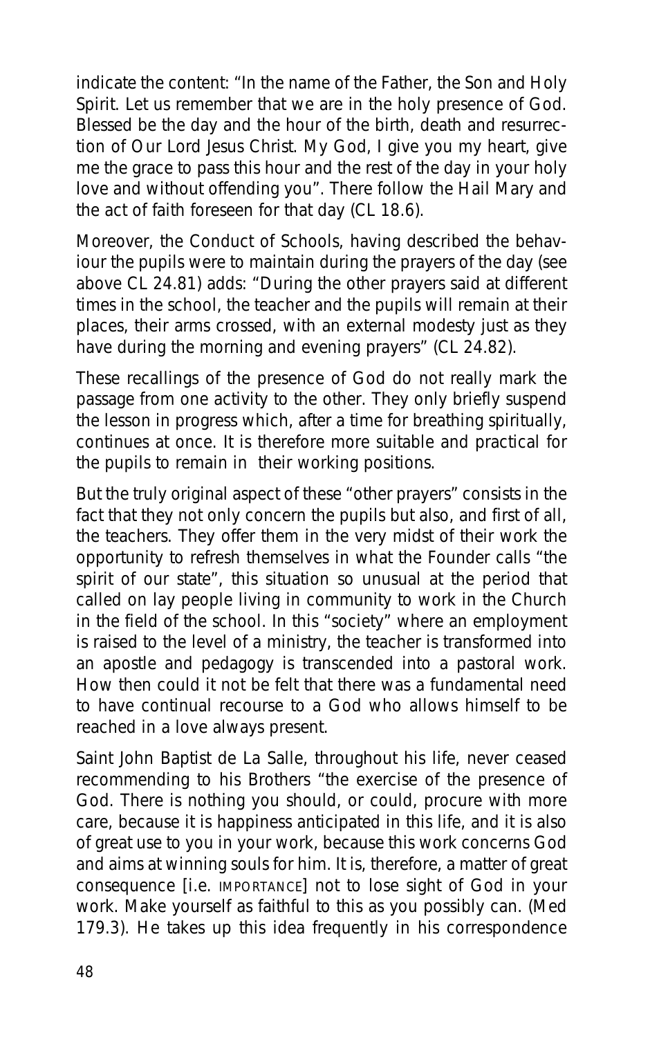indicate the content: "In the name of the Father, the Son and Holy Spirit. Let us remember that we are in the holy presence of God. Blessed be the day and the hour of the birth, death and resurrection of Our Lord Jesus Christ. My God, I give you my heart, give me the grace to pass this hour and the rest of the day in your holy love and without offending you". There follow the Hail Mary and the act of faith foreseen for that day (CL 18.6).

Moreover, the Conduct of Schools, having described the behaviour the pupils were to maintain during the prayers of the day (see above CL 24.81) adds: "During the other prayers said at different times in the school, the teacher and the pupils will remain at their places, their arms crossed, with an external modesty just as they have during the morning and evening prayers" (CL 24.82).

These recallings of the presence of God do not really mark the passage from one activity to the other. They only briefly suspend the lesson in progress which, after a time for breathing spiritually, continues at once. It is therefore more suitable and practical for the pupils to remain in their working positions.

But the truly original aspect of these "other prayers" consists in the fact that they not only concern the pupils but also, and first of all, the teachers. They offer them in the very midst of their work the opportunity to refresh themselves in what the Founder calls "the spirit of our state", this situation so unusual at the period that called on lay people living in community to work in the Church in the field of the school. In this "society" where an employment is raised to the level of a ministry, the teacher is transformed into an apostle and pedagogy is transcended into a pastoral work. How then could it not be felt that there was a fundamental need to have continual recourse to a God who allows himself to be reached in a love always present.

Saint John Baptist de La Salle, throughout his life, never ceased recommending to his Brothers "the exercise of the presence of God. There is nothing you should, or could, procure with more care, because it is happiness anticipated in this life, and it is also of great use to you in your work, because this work concerns God and aims at winning souls for him. It is, therefore, a matter of great consequence [i.e. IMPORTANCE] not to lose sight of God in your work. Make yourself as faithful to this as you possibly can. (Med 179.3). He takes up this idea frequently in his correspondence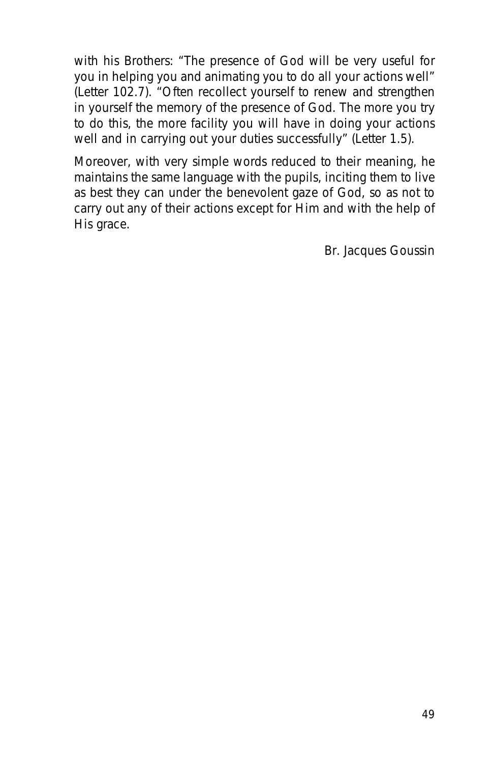with his Brothers: “The presence of God will be very useful for you in helping you and animating you to do all your actions well” (Letter 102.7). “Often recollect yourself to renew and strengthen in yourself the memory of the presence of God. The more you try to do this, the more facility you will have in doing your actions well and in carrying out your duties successfully” (Letter 1.5).

Moreover, with very simple words reduced to their meaning, he maintains the same language with the pupils, inciting them to live as best they can under the benevolent gaze of God, so as not to carry out any of their actions except for Him and with the help of His grace.

Br. Jacques Goussin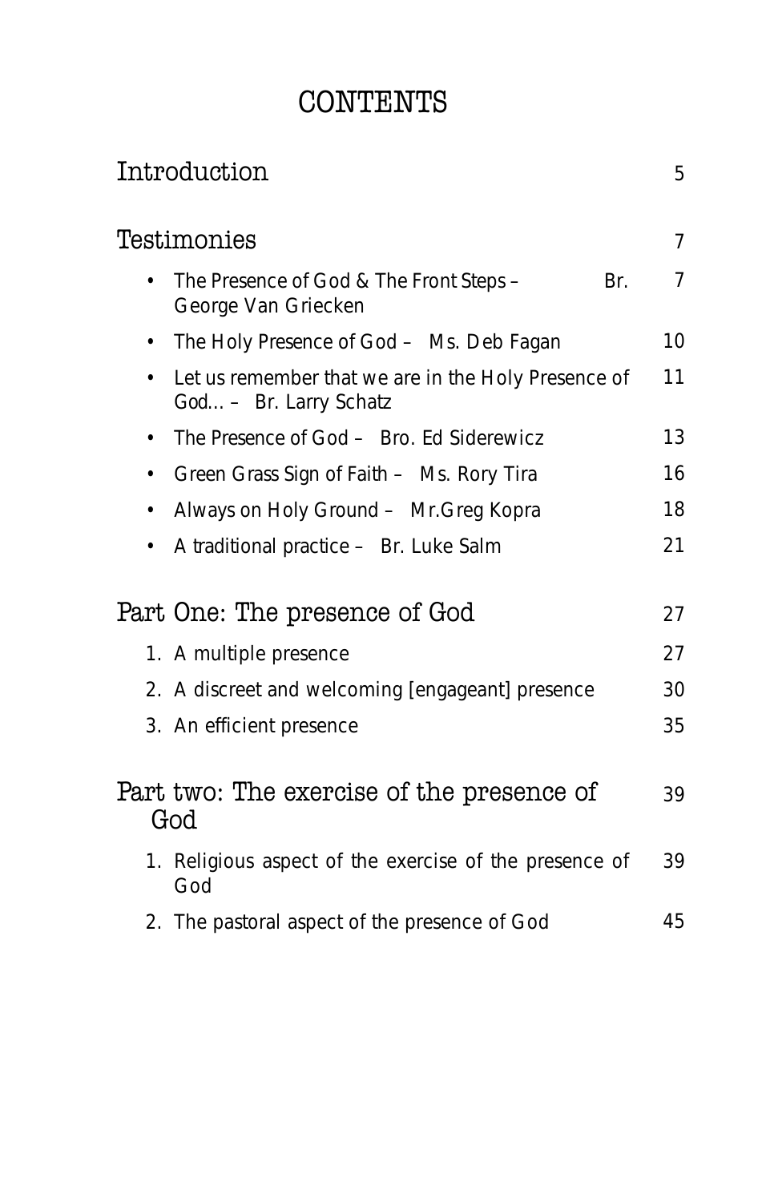# CONTENTS

| | |
|---|---|
| **Introduction** | 5 |
| **Testimonies** | 7 |
| • The Presence of God & The Front Steps – Br. George Van Griecken | 7 |
| • The Holy Presence of God – Ms. Deb Fagan | 10 |
| • Let us remember that we are in the Holy Presence of God… – Br. Larry Schatz | 11 |
| • The Presence of God – Bro. Ed Siderewicz | 13 |
| • Green Grass Sign of Faith – Ms. Rory Tira | 16 |
| • Always on Holy Ground – Mr.Greg Kopra | 18 |
| • A traditional practice – Br. Luke Salm | 21 |
| **Part One: The presence of God** | 27 |
| 1. A multiple presence | 27 |
| 2. A discreet and welcoming [engageant] presence | 30 |
| 3. An efficient presence | 35 |
| **Part two: The exercise of the presence of God** | 39 |
| 1. Religious aspect of the exercise of the presence of God | 39 |
| 2. The pastoral aspect of the presence of God | 45 |